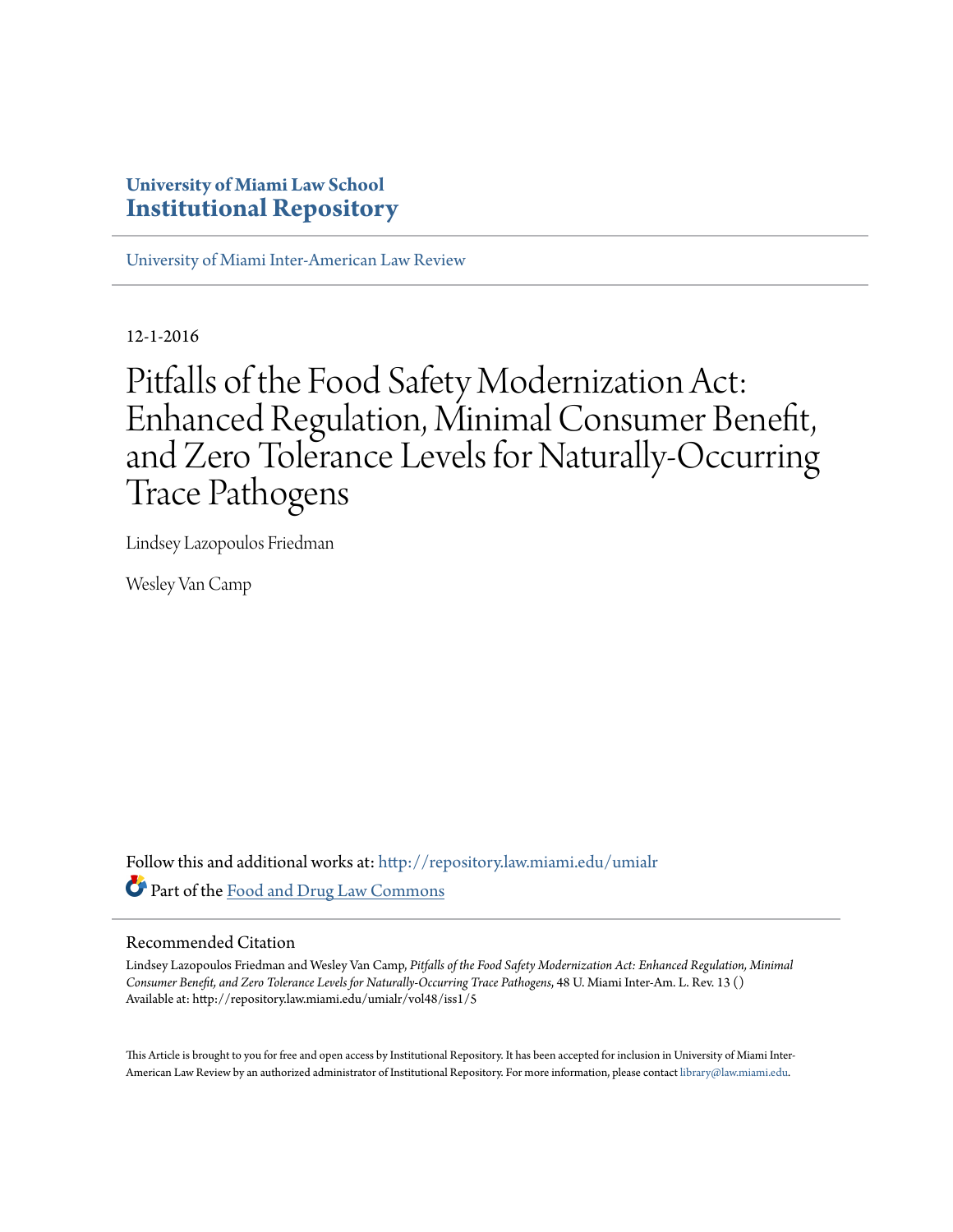**University of Miami Law School**
**Institutional Repository**

University of Miami Inter-American Law Review

12-1-2016

# Pitfalls of the Food Safety Modernization Act: Enhanced Regulation, Minimal Consumer Benefit, and Zero Tolerance Levels for Naturally-Occurring Trace Pathogens

Lindsey Lazopoulos Friedman

Wesley Van Camp

Follow this and additional works at: http://repository.law.miami.edu/umialr

Part of the Food and Drug Law Commons

## Recommended Citation

Lindsey Lazopoulos Friedman and Wesley Van Camp, *Pitfalls of the Food Safety Modernization Act: Enhanced Regulation, Minimal Consumer Benefit, and Zero Tolerance Levels for Naturally-Occurring Trace Pathogens*, 48 U. Miami Inter-Am. L. Rev. 13 ()
Available at: http://repository.law.miami.edu/umialr/vol48/iss1/5

This Article is brought to you for free and open access by Institutional Repository. It has been accepted for inclusion in University of Miami Inter-American Law Review by an authorized administrator of Institutional Repository. For more information, please contact library@law.miami.edu.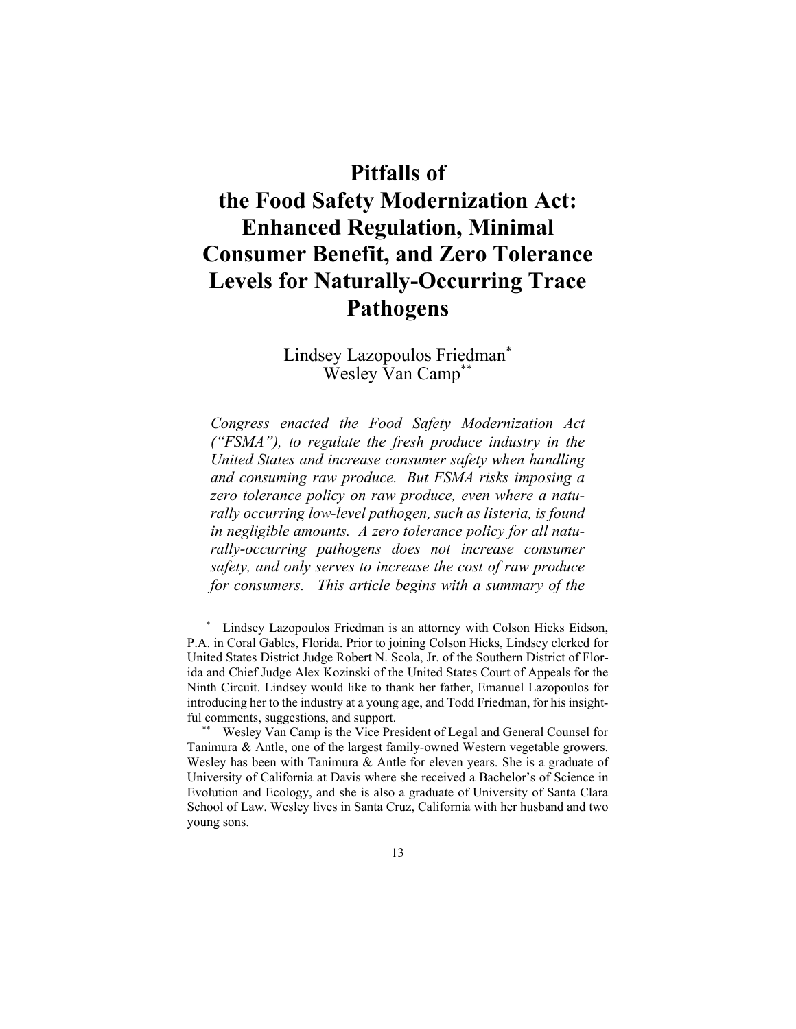# Pitfalls of the Food Safety Modernization Act: Enhanced Regulation, Minimal Consumer Benefit, and Zero Tolerance Levels for Naturally-Occurring Trace Pathogens

Lindsey Lazopoulos Friedman[*]
Wesley Van Camp[**]

*Congress enacted the Food Safety Modernization Act ("FSMA"), to regulate the fresh produce industry in the United States and increase consumer safety when handling and consuming raw produce. But FSMA risks imposing a zero tolerance policy on raw produce, even where a naturally occurring low-level pathogen, such as listeria, is found in negligible amounts. A zero tolerance policy for all naturally-occurring pathogens does not increase consumer safety, and only serves to increase the cost of raw produce for consumers. This article begins with a summary of the*

---

[*] Lindsey Lazopoulos Friedman is an attorney with Colson Hicks Eidson, P.A. in Coral Gables, Florida. Prior to joining Colson Hicks, Lindsey clerked for United States District Judge Robert N. Scola, Jr. of the Southern District of Florida and Chief Judge Alex Kozinski of the United States Court of Appeals for the Ninth Circuit. Lindsey would like to thank her father, Emanuel Lazopoulos for introducing her to the industry at a young age, and Todd Friedman, for his insightful comments, suggestions, and support.

[**] Wesley Van Camp is the Vice President of Legal and General Counsel for Tanimura & Antle, one of the largest family-owned Western vegetable growers. Wesley has been with Tanimura & Antle for eleven years. She is a graduate of University of California at Davis where she received a Bachelor's of Science in Evolution and Ecology, and she is also a graduate of University of Santa Clara School of Law. Wesley lives in Santa Cruz, California with her husband and two young sons.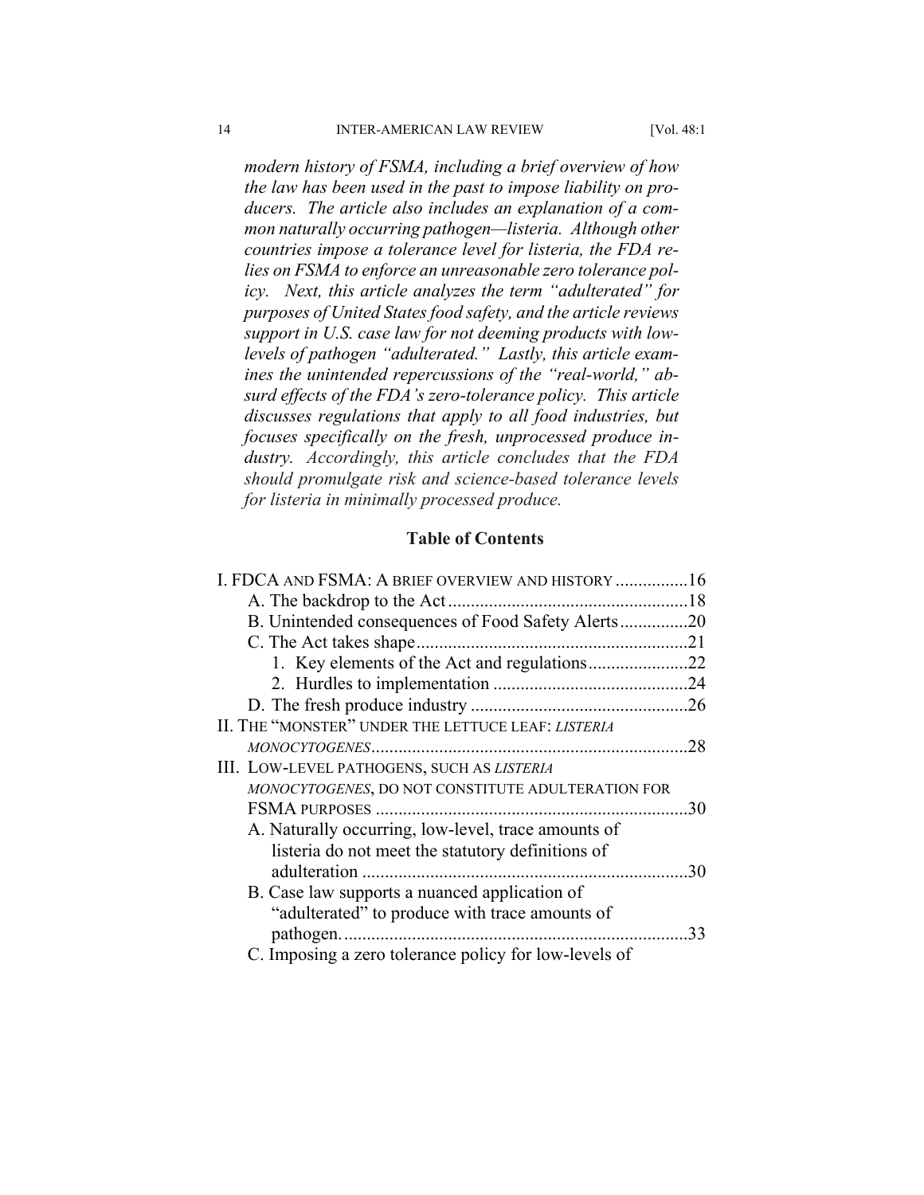*modern history of FSMA, including a brief overview of how the law has been used in the past to impose liability on producers. The article also includes an explanation of a common naturally occurring pathogen—listeria. Although other countries impose a tolerance level for listeria, the FDA relies on FSMA to enforce an unreasonable zero tolerance policy. Next, this article analyzes the term "adulterated" for purposes of United States food safety, and the article reviews support in U.S. case law for not deeming products with low-levels of pathogen "adulterated." Lastly, this article examines the unintended repercussions of the "real-world," absurd effects of the FDA's zero-tolerance policy. This article discusses regulations that apply to all food industries, but focuses specifically on the fresh, unprocessed produce industry. Accordingly, this article concludes that the FDA should promulgate risk and science-based tolerance levels for listeria in minimally processed produce.*

## Table of Contents

I. FDCA AND FSMA: A BRIEF OVERVIEW AND HISTORY ................16
- A. The backdrop to the Act ....................................................18
- B. Unintended consequences of Food Safety Alerts...............20
- C. The Act takes shape...........................................................21
  - 1. Key elements of the Act and regulations......................22
  - 2. Hurdles to implementation ...........................................24
- D. The fresh produce industry ................................................26

II. THE "MONSTER" UNDER THE LETTUCE LEAF: *LISTERIA MONOCYTOGENES*.....................................................................28

III. LOW-LEVEL PATHOGENS, SUCH AS *LISTERIA MONOCYTOGENES*, DO NOT CONSTITUTE ADULTERATION FOR FSMA PURPOSES .....................................................................30
- A. Naturally occurring, low-level, trace amounts of listeria do not meet the statutory definitions of adulteration .......................................................................30
- B. Case law supports a nuanced application of "adulterated" to produce with trace amounts of pathogen............................................................................33
- C. Imposing a zero tolerance policy for low-levels of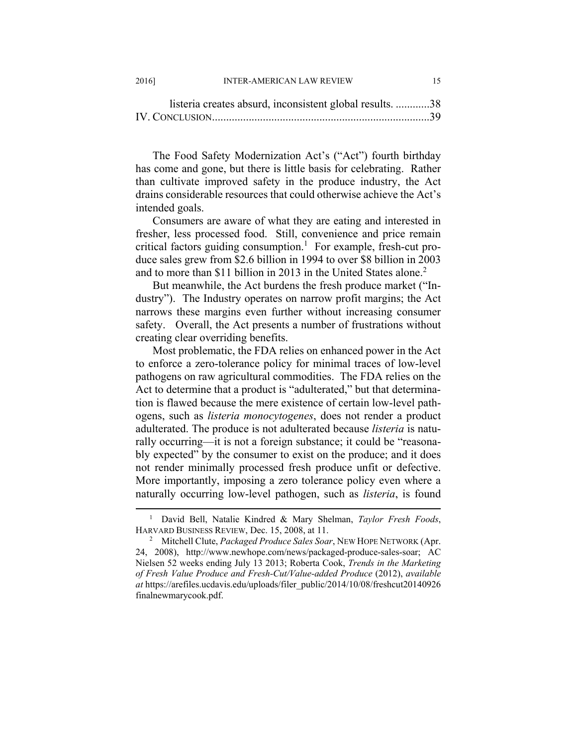listeria creates absurd, inconsistent global results. ............38

IV. CONCLUSION............................................................................39

The Food Safety Modernization Act's ("Act") fourth birthday has come and gone, but there is little basis for celebrating. Rather than cultivate improved safety in the produce industry, the Act drains considerable resources that could otherwise achieve the Act's intended goals.

Consumers are aware of what they are eating and interested in fresher, less processed food. Still, convenience and price remain critical factors guiding consumption.[1] For example, fresh-cut produce sales grew from $2.6 billion in 1994 to over $8 billion in 2003 and to more than $11 billion in 2013 in the United States alone.[2]

But meanwhile, the Act burdens the fresh produce market ("Industry"). The Industry operates on narrow profit margins; the Act narrows these margins even further without increasing consumer safety. Overall, the Act presents a number of frustrations without creating clear overriding benefits.

Most problematic, the FDA relies on enhanced power in the Act to enforce a zero-tolerance policy for minimal traces of low-level pathogens on raw agricultural commodities. The FDA relies on the Act to determine that a product is "adulterated," but that determination is flawed because the mere existence of certain low-level pathogens, such as *listeria monocytogenes*, does not render a product adulterated. The produce is not adulterated because *listeria* is naturally occurring—it is not a foreign substance; it could be "reasonably expected" by the consumer to exist on the produce; and it does not render minimally processed fresh produce unfit or defective. More importantly, imposing a zero tolerance policy even where a naturally occurring low-level pathogen, such as *listeria*, is found

---

[1] David Bell, Natalie Kindred & Mary Shelman, *Taylor Fresh Foods*, HARVARD BUSINESS REVIEW, Dec. 15, 2008, at 11.

[2] Mitchell Clute, *Packaged Produce Sales Soar*, NEW HOPE NETWORK (Apr. 24, 2008), http://www.newhope.com/news/packaged-produce-sales-soar; AC Nielsen 52 weeks ending July 13 2013; Roberta Cook, *Trends in the Marketing of Fresh Value Produce and Fresh-Cut/Value-added Produce* (2012), *available at* https://arefiles.ucdavis.edu/uploads/filer_public/2014/10/08/freshcut20140926finalnewmarycook.pdf.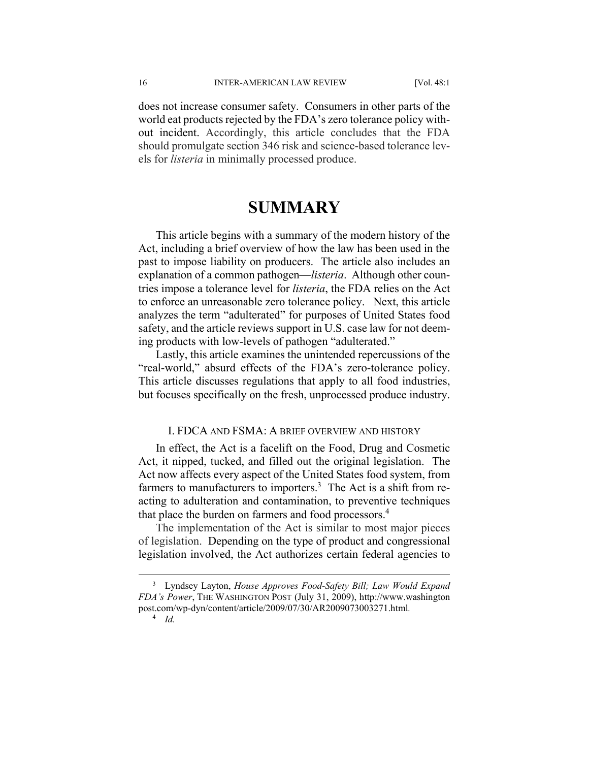does not increase consumer safety. Consumers in other parts of the world eat products rejected by the FDA's zero tolerance policy without incident. Accordingly, this article concludes that the FDA should promulgate section 346 risk and science-based tolerance levels for *listeria* in minimally processed produce.

# SUMMARY

This article begins with a summary of the modern history of the Act, including a brief overview of how the law has been used in the past to impose liability on producers. The article also includes an explanation of a common pathogen—*listeria*. Although other countries impose a tolerance level for *listeria*, the FDA relies on the Act to enforce an unreasonable zero tolerance policy. Next, this article analyzes the term "adulterated" for purposes of United States food safety, and the article reviews support in U.S. case law for not deeming products with low-levels of pathogen "adulterated."

Lastly, this article examines the unintended repercussions of the "real-world," absurd effects of the FDA's zero-tolerance policy. This article discusses regulations that apply to all food industries, but focuses specifically on the fresh, unprocessed produce industry.

### I. FDCA AND FSMA: A BRIEF OVERVIEW AND HISTORY

In effect, the Act is a facelift on the Food, Drug and Cosmetic Act, it nipped, tucked, and filled out the original legislation. The Act now affects every aspect of the United States food system, from farmers to manufacturers to importers.[3] The Act is a shift from reacting to adulteration and contamination, to preventive techniques that place the burden on farmers and food processors.[4]

The implementation of the Act is similar to most major pieces of legislation. Depending on the type of product and congressional legislation involved, the Act authorizes certain federal agencies to

---

[3] Lyndsey Layton, *House Approves Food-Safety Bill; Law Would Expand FDA's Power*, THE WASHINGTON POST (July 31, 2009), http://www.washingtonpost.com/wp-dyn/content/article/2009/07/30/AR2009073003271.html.

[4] *Id.*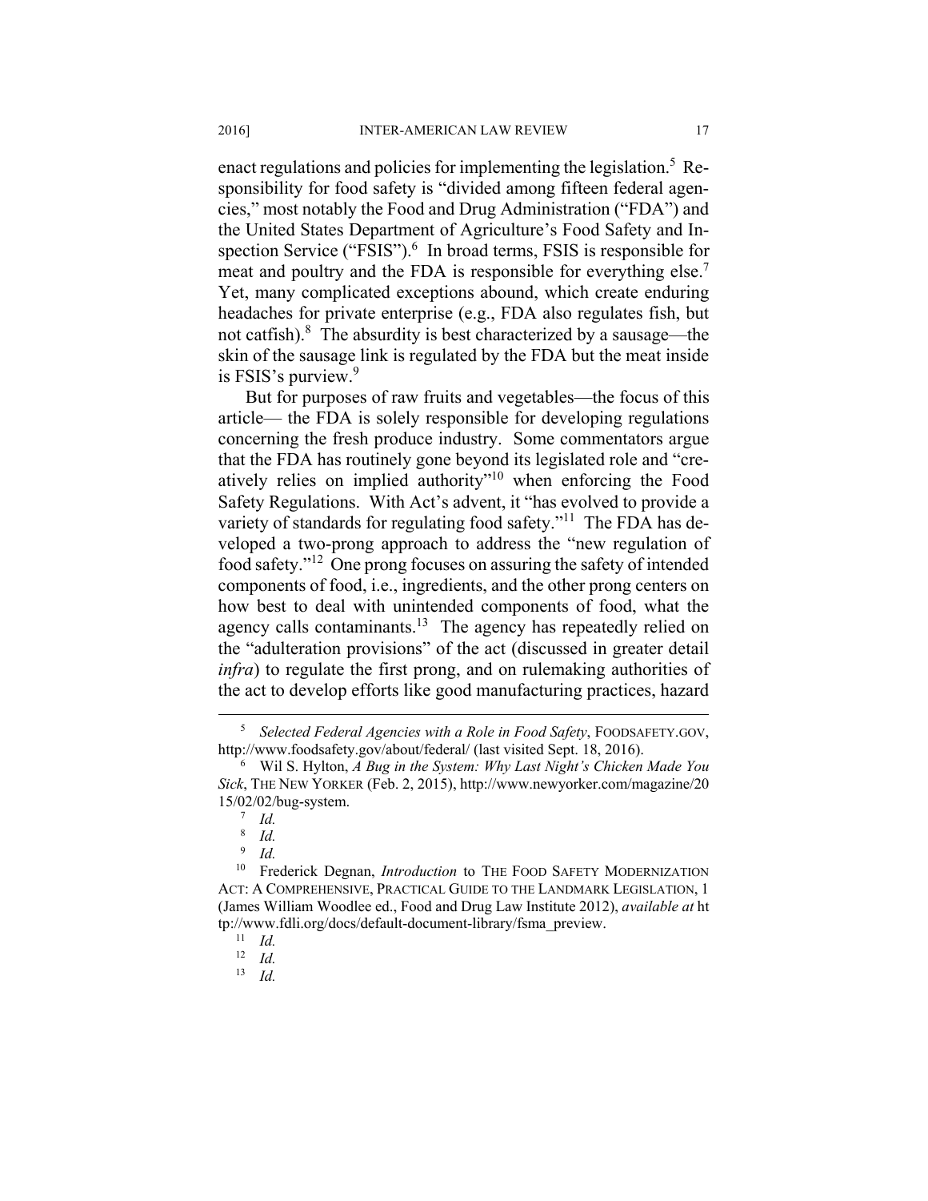enact regulations and policies for implementing the legislation.[5] Responsibility for food safety is "divided among fifteen federal agencies," most notably the Food and Drug Administration ("FDA") and the United States Department of Agriculture's Food Safety and Inspection Service ("FSIS").[6] In broad terms, FSIS is responsible for meat and poultry and the FDA is responsible for everything else.[7] Yet, many complicated exceptions abound, which create enduring headaches for private enterprise (e.g., FDA also regulates fish, but not catfish).[8] The absurdity is best characterized by a sausage—the skin of the sausage link is regulated by the FDA but the meat inside is FSIS's purview.[9]

But for purposes of raw fruits and vegetables—the focus of this article— the FDA is solely responsible for developing regulations concerning the fresh produce industry. Some commentators argue that the FDA has routinely gone beyond its legislated role and "creatively relies on implied authority"[10] when enforcing the Food Safety Regulations. With Act's advent, it "has evolved to provide a variety of standards for regulating food safety."[11] The FDA has developed a two-prong approach to address the "new regulation of food safety."[12] One prong focuses on assuring the safety of intended components of food, i.e., ingredients, and the other prong centers on how best to deal with unintended components of food, what the agency calls contaminants.[13] The agency has repeatedly relied on the "adulteration provisions" of the act (discussed in greater detail *infra*) to regulate the first prong, and on rulemaking authorities of the act to develop efforts like good manufacturing practices, hazard

---

[5] *Selected Federal Agencies with a Role in Food Safety*, FOODSAFETY.GOV, http://www.foodsafety.gov/about/federal/ (last visited Sept. 18, 2016).

[6] Wil S. Hylton, *A Bug in the System: Why Last Night's Chicken Made You Sick*, THE NEW YORKER (Feb. 2, 2015), http://www.newyorker.com/magazine/2015/02/02/bug-system.

[7] *Id.*

[8] *Id.*

[9] *Id.*

[10] Frederick Degnan, *Introduction* to THE FOOD SAFETY MODERNIZATION ACT: A COMPREHENSIVE, PRACTICAL GUIDE TO THE LANDMARK LEGISLATION, 1 (James William Woodlee ed., Food and Drug Law Institute 2012), *available at* http://www.fdli.org/docs/default-document-library/fsma_preview.

[11] *Id.*

[12] *Id.*

[13] *Id.*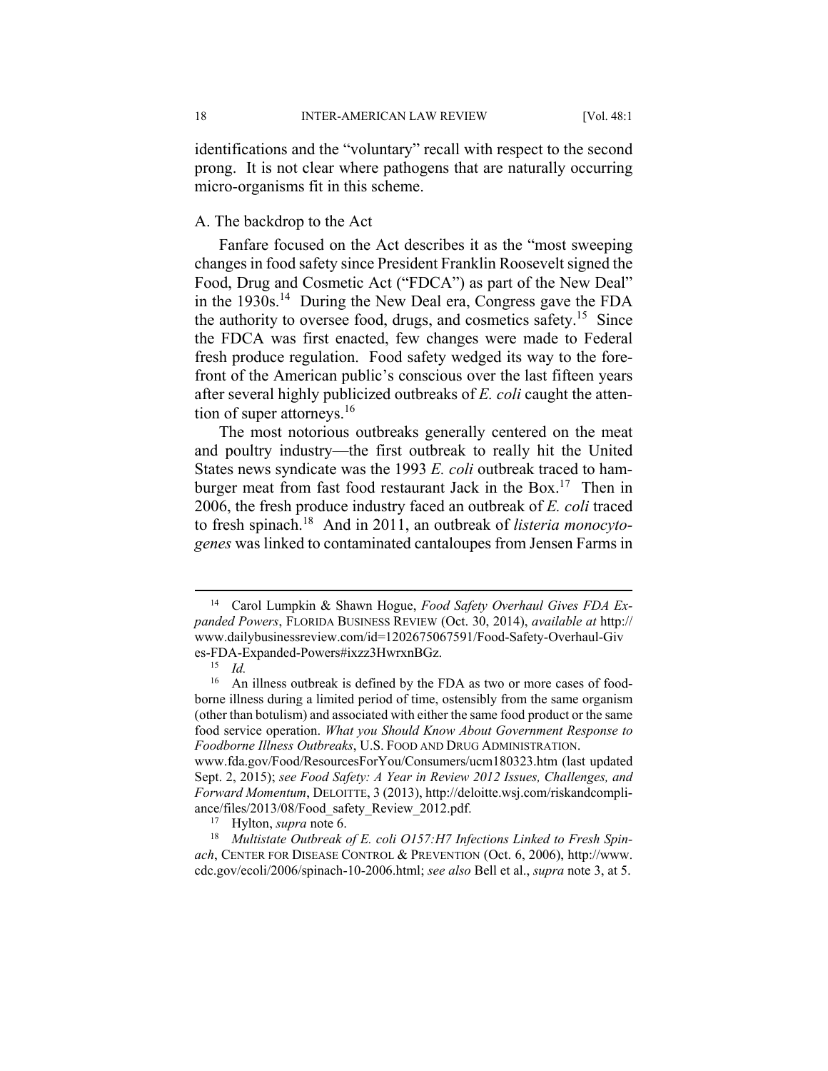identifications and the "voluntary" recall with respect to the second prong. It is not clear where pathogens that are naturally occurring micro-organisms fit in this scheme.

### A. The backdrop to the Act

Fanfare focused on the Act describes it as the "most sweeping changes in food safety since President Franklin Roosevelt signed the Food, Drug and Cosmetic Act ("FDCA") as part of the New Deal" in the 1930s.[14] During the New Deal era, Congress gave the FDA the authority to oversee food, drugs, and cosmetics safety.[15] Since the FDCA was first enacted, few changes were made to Federal fresh produce regulation. Food safety wedged its way to the forefront of the American public's conscious over the last fifteen years after several highly publicized outbreaks of *E. coli* caught the attention of super attorneys.[16]

The most notorious outbreaks generally centered on the meat and poultry industry—the first outbreak to really hit the United States news syndicate was the 1993 *E. coli* outbreak traced to hamburger meat from fast food restaurant Jack in the Box.[17] Then in 2006, the fresh produce industry faced an outbreak of *E. coli* traced to fresh spinach.[18] And in 2011, an outbreak of *listeria monocytogenes* was linked to contaminated cantaloupes from Jensen Farms in

---

[14] Carol Lumpkin & Shawn Hogue, *Food Safety Overhaul Gives FDA Expanded Powers*, FLORIDA BUSINESS REVIEW (Oct. 30, 2014), *available at* http://www.dailybusinessreview.com/id=1202675067591/Food-Safety-Overhaul-Gives-FDA-Expanded-Powers#ixzz3HwrxnBGz.

[15] *Id.*

[16] An illness outbreak is defined by the FDA as two or more cases of foodborne illness during a limited period of time, ostensibly from the same organism (other than botulism) and associated with either the same food product or the same food service operation. *What you Should Know About Government Response to Foodborne Illness Outbreaks*, U.S. FOOD AND DRUG ADMINISTRATION. www.fda.gov/Food/ResourcesForYou/Consumers/ucm180323.htm (last updated Sept. 2, 2015); *see Food Safety: A Year in Review 2012 Issues, Challenges, and Forward Momentum*, DELOITTE, 3 (2013), http://deloitte.wsj.com/riskandcompliance/files/2013/08/Food_safety_Review_2012.pdf.

[17] Hylton, *supra* note 6.

[18] *Multistate Outbreak of E. coli O157:H7 Infections Linked to Fresh Spinach*, CENTER FOR DISEASE CONTROL & PREVENTION (Oct. 6, 2006), http://www.cdc.gov/ecoli/2006/spinach-10-2006.html; *see also* Bell et al., *supra* note 3, at 5.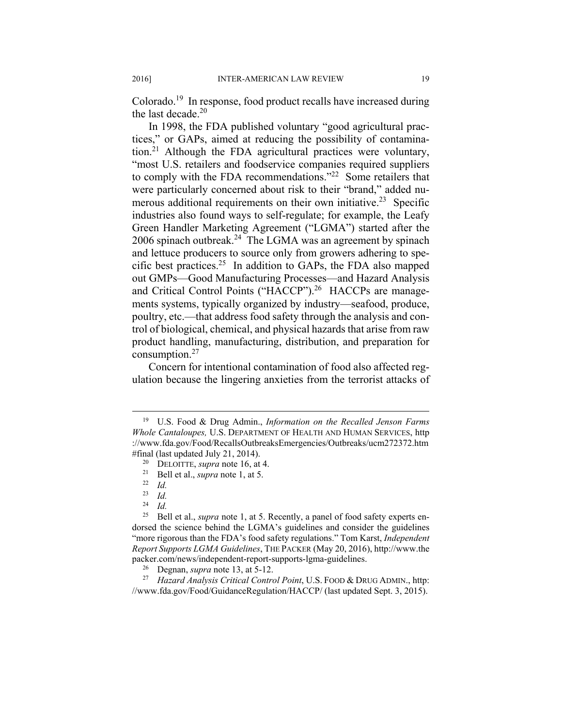Colorado.[19] In response, food product recalls have increased during the last decade.[20]

In 1998, the FDA published voluntary "good agricultural practices," or GAPs, aimed at reducing the possibility of contamination.[21] Although the FDA agricultural practices were voluntary, "most U.S. retailers and foodservice companies required suppliers to comply with the FDA recommendations."[22] Some retailers that were particularly concerned about risk to their "brand," added numerous additional requirements on their own initiative.[23] Specific industries also found ways to self-regulate; for example, the Leafy Green Handler Marketing Agreement ("LGMA") started after the 2006 spinach outbreak.[24] The LGMA was an agreement by spinach and lettuce producers to source only from growers adhering to specific best practices.[25] In addition to GAPs, the FDA also mapped out GMPs—Good Manufacturing Processes—and Hazard Analysis and Critical Control Points ("HACCP").[26] HACCPs are managements systems, typically organized by industry—seafood, produce, poultry, etc.—that address food safety through the analysis and control of biological, chemical, and physical hazards that arise from raw product handling, manufacturing, distribution, and preparation for consumption.[27]

Concern for intentional contamination of food also affected regulation because the lingering anxieties from the terrorist attacks of

---

[19] U.S. Food & Drug Admin., *Information on the Recalled Jenson Farms Whole Cantaloupes,* U.S. DEPARTMENT OF HEALTH AND HUMAN SERVICES, http://www.fda.gov/Food/RecallsOutbreaksEmergencies/Outbreaks/ucm272372.htm#final (last updated July 21, 2014).

[20] DELOITTE, *supra* note 16, at 4.

[21] Bell et al., *supra* note 1, at 5.

[22] *Id.*

[23] *Id.*

[24] *Id.*

[25] Bell et al., *supra* note 1, at 5. Recently, a panel of food safety experts endorsed the science behind the LGMA's guidelines and consider the guidelines "more rigorous than the FDA's food safety regulations." Tom Karst, *Independent Report Supports LGMA Guidelines*, THE PACKER (May 20, 2016), http://www.thepacker.com/news/independent-report-supports-lgma-guidelines.

[26] Degnan, *supra* note 13, at 5-12.

[27] *Hazard Analysis Critical Control Point*, U.S. FOOD & DRUG ADMIN., http://www.fda.gov/Food/GuidanceRegulation/HACCP/ (last updated Sept. 3, 2015).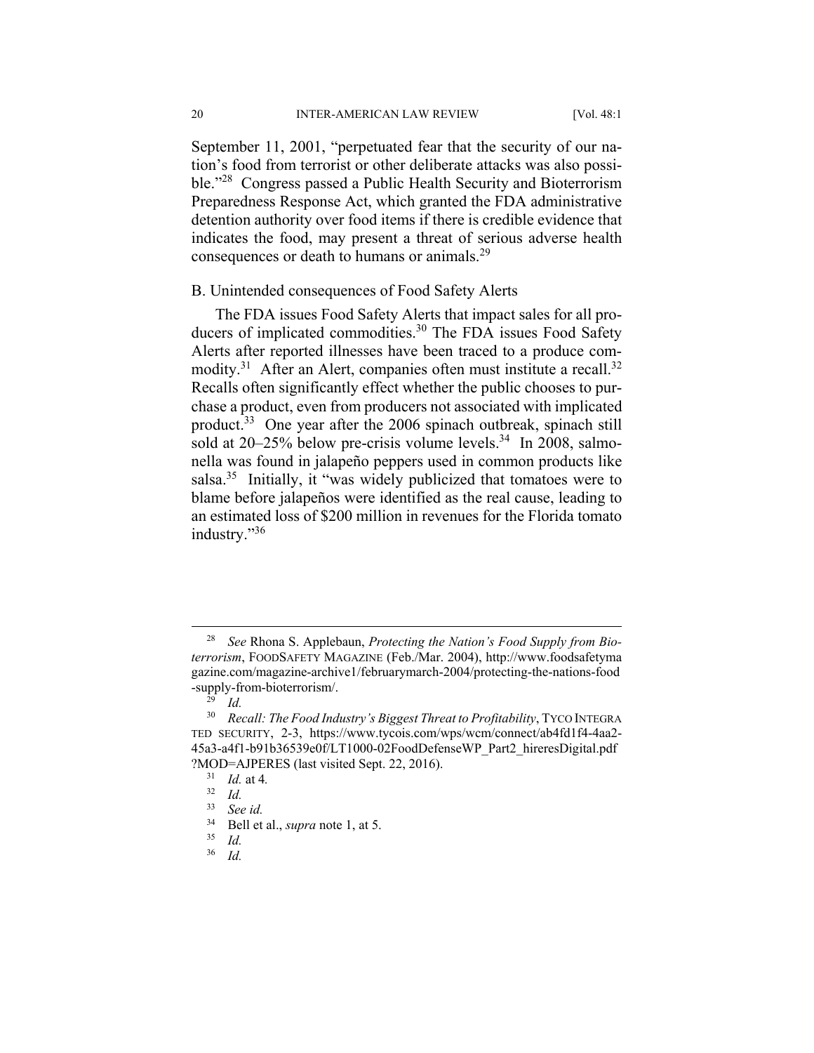September 11, 2001, "perpetuated fear that the security of our nation's food from terrorist or other deliberate attacks was also possible."[28] Congress passed a Public Health Security and Bioterrorism Preparedness Response Act, which granted the FDA administrative detention authority over food items if there is credible evidence that indicates the food, may present a threat of serious adverse health consequences or death to humans or animals.[29]

## B. Unintended consequences of Food Safety Alerts

The FDA issues Food Safety Alerts that impact sales for all producers of implicated commodities.[30] The FDA issues Food Safety Alerts after reported illnesses have been traced to a produce commodity.[31] After an Alert, companies often must institute a recall.[32] Recalls often significantly effect whether the public chooses to purchase a product, even from producers not associated with implicated product.[33] One year after the 2006 spinach outbreak, spinach still sold at 20–25% below pre-crisis volume levels.[34] In 2008, salmonella was found in jalapeño peppers used in common products like salsa.[35] Initially, it "was widely publicized that tomatoes were to blame before jalapeños were identified as the real cause, leading to an estimated loss of $200 million in revenues for the Florida tomato industry."[36]

---

[28] *See* Rhona S. Applebaun, *Protecting the Nation's Food Supply from Bioterrorism*, FOODSAFETY MAGAZINE (Feb./Mar. 2004), http://www.foodsafetymagazine.com/magazine-archive1/februarymarch-2004/protecting-the-nations-food-supply-from-bioterrorism/.

[29] *Id.*

[30] *Recall: The Food Industry's Biggest Threat to Profitability*, TYCO INTEGRATED SECURITY, 2-3, https://www.tycois.com/wps/wcm/connect/ab4fd1f4-4aa2-45a3-a4f1-b91b36539e0f/LT1000-02FoodDefenseWP_Part2_hireresDigital.pdf?MOD=AJPERES (last visited Sept. 22, 2016).

[31] *Id.* at 4.

[32] *Id.*

[33] *See id.*

[34] Bell et al., *supra* note 1, at 5.

[35] *Id.*

[36] *Id.*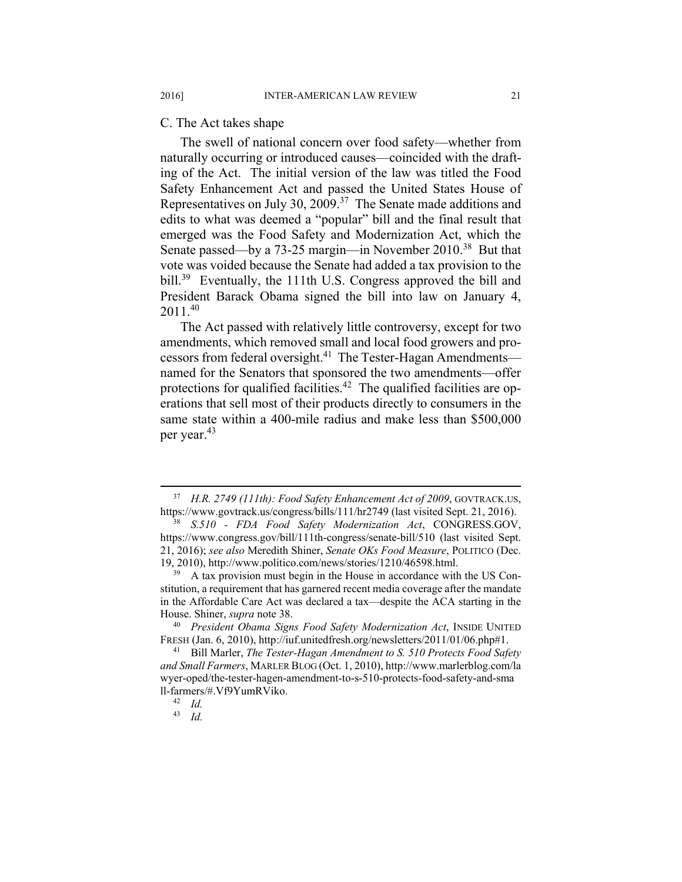### C. The Act takes shape

The swell of national concern over food safety—whether from naturally occurring or introduced causes—coincided with the drafting of the Act. The initial version of the law was titled the Food Safety Enhancement Act and passed the United States House of Representatives on July 30, 2009.[37] The Senate made additions and edits to what was deemed a "popular" bill and the final result that emerged was the Food Safety and Modernization Act, which the Senate passed—by a 73-25 margin—in November 2010.[38] But that vote was voided because the Senate had added a tax provision to the bill.[39] Eventually, the 111th U.S. Congress approved the bill and President Barack Obama signed the bill into law on January 4, 2011.[40]

The Act passed with relatively little controversy, except for two amendments, which removed small and local food growers and processors from federal oversight.[41] The Tester-Hagan Amendments—named for the Senators that sponsored the two amendments—offer protections for qualified facilities.[42] The qualified facilities are operations that sell most of their products directly to consumers in the same state within a 400-mile radius and make less than $500,000 per year.[43]

---

[37] *H.R. 2749 (111th): Food Safety Enhancement Act of 2009*, GOVTRACK.US, https://www.govtrack.us/congress/bills/111/hr2749 (last visited Sept. 21, 2016).

[38] *S.510 - FDA Food Safety Modernization Act*, CONGRESS.GOV, https://www.congress.gov/bill/111th-congress/senate-bill/510 (last visited Sept. 21, 2016); *see also* Meredith Shiner, *Senate OKs Food Measure*, POLITICO (Dec. 19, 2010), http://www.politico.com/news/stories/1210/46598.html.

[39] A tax provision must begin in the House in accordance with the US Constitution, a requirement that has garnered recent media coverage after the mandate in the Affordable Care Act was declared a tax—despite the ACA starting in the House. Shiner, *supra* note 38.

[40] *President Obama Signs Food Safety Modernization Act*, INSIDE UNITED FRESH (Jan. 6, 2010), http://iuf.unitedfresh.org/newsletters/2011/01/06.php#1.

[41] Bill Marler, *The Tester-Hagan Amendment to S. 510 Protects Food Safety and Small Farmers*, MARLER BLOG (Oct. 1, 2010), http://www.marlerblog.com/lawyer-oped/the-tester-hagen-amendment-to-s-510-protects-food-safety-and-small-farmers/#.Vf9YumRViko.

[42] *Id.*

[43] *Id.*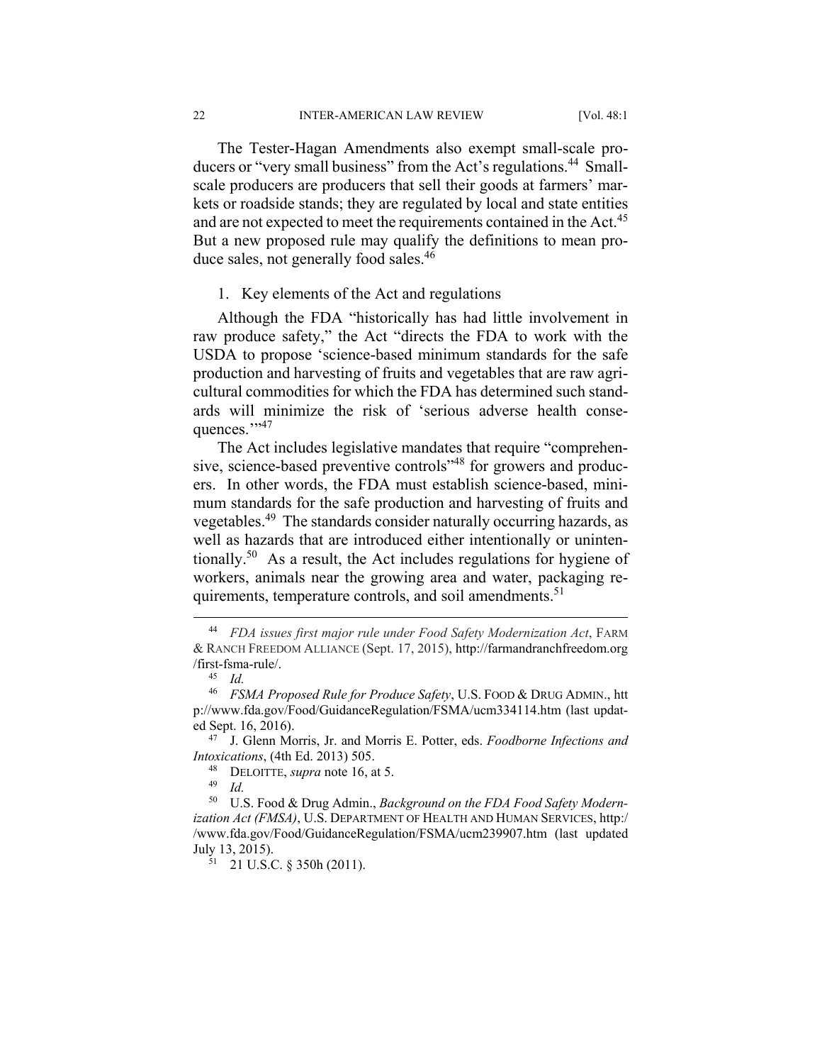The Tester-Hagan Amendments also exempt small-scale producers or "very small business" from the Act's regulations.[44] Small-scale producers are producers that sell their goods at farmers' markets or roadside stands; they are regulated by local and state entities and are not expected to meet the requirements contained in the Act.[45] But a new proposed rule may qualify the definitions to mean produce sales, not generally food sales.[46]

1. Key elements of the Act and regulations

Although the FDA "historically has had little involvement in raw produce safety," the Act "directs the FDA to work with the USDA to propose 'science-based minimum standards for the safe production and harvesting of fruits and vegetables that are raw agricultural commodities for which the FDA has determined such standards will minimize the risk of 'serious adverse health consequences.'"[47]

The Act includes legislative mandates that require "comprehensive, science-based preventive controls"[48] for growers and producers. In other words, the FDA must establish science-based, minimum standards for the safe production and harvesting of fruits and vegetables.[49] The standards consider naturally occurring hazards, as well as hazards that are introduced either intentionally or unintentionally.[50] As a result, the Act includes regulations for hygiene of workers, animals near the growing area and water, packaging requirements, temperature controls, and soil amendments.[51]

---

[44] *FDA issues first major rule under Food Safety Modernization Act*, FARM & RANCH FREEDOM ALLIANCE (Sept. 17, 2015), http://farmandranchfreedom.org/first-fsma-rule/.

[45] *Id.*

[46] *FSMA Proposed Rule for Produce Safety*, U.S. FOOD & DRUG ADMIN., http://www.fda.gov/Food/GuidanceRegulation/FSMA/ucm334114.htm (last updated Sept. 16, 2016).

[47] J. Glenn Morris, Jr. and Morris E. Potter, eds. *Foodborne Infections and Intoxications*, (4th Ed. 2013) 505.

[48] DELOITTE, *supra* note 16, at 5.

[49] *Id.*

[50] U.S. Food & Drug Admin., *Background on the FDA Food Safety Modernization Act (FMSA)*, U.S. DEPARTMENT OF HEALTH AND HUMAN SERVICES, http://www.fda.gov/Food/GuidanceRegulation/FSMA/ucm239907.htm (last updated July 13, 2015).

[51] 21 U.S.C. § 350h (2011).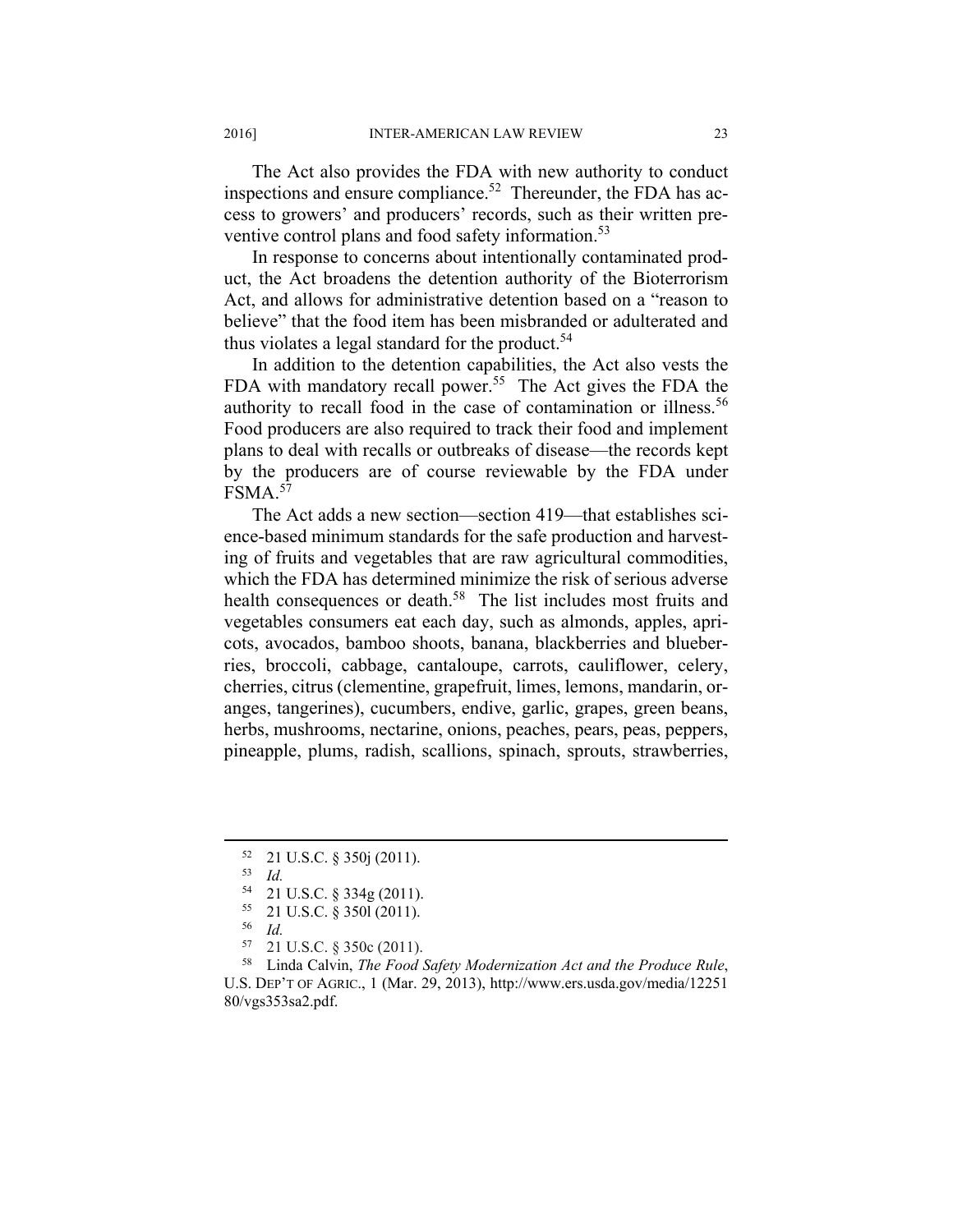The Act also provides the FDA with new authority to conduct inspections and ensure compliance.[52] Thereunder, the FDA has access to growers' and producers' records, such as their written preventive control plans and food safety information.[53]

In response to concerns about intentionally contaminated product, the Act broadens the detention authority of the Bioterrorism Act, and allows for administrative detention based on a "reason to believe" that the food item has been misbranded or adulterated and thus violates a legal standard for the product.[54]

In addition to the detention capabilities, the Act also vests the FDA with mandatory recall power.[55] The Act gives the FDA the authority to recall food in the case of contamination or illness.[56] Food producers are also required to track their food and implement plans to deal with recalls or outbreaks of disease—the records kept by the producers are of course reviewable by the FDA under FSMA.[57]

The Act adds a new section—section 419—that establishes science-based minimum standards for the safe production and harvesting of fruits and vegetables that are raw agricultural commodities, which the FDA has determined minimize the risk of serious adverse health consequences or death.[58] The list includes most fruits and vegetables consumers eat each day, such as almonds, apples, apricots, avocados, bamboo shoots, banana, blackberries and blueberries, broccoli, cabbage, cantaloupe, carrots, cauliflower, celery, cherries, citrus (clementine, grapefruit, limes, lemons, mandarin, oranges, tangerines), cucumbers, endive, garlic, grapes, green beans, herbs, mushrooms, nectarine, onions, peaches, pears, peas, peppers, pineapple, plums, radish, scallions, spinach, sprouts, strawberries,

---

[52] 21 U.S.C. § 350j (2011).

[53] *Id.*

[54] 21 U.S.C. § 334g (2011).

[55] 21 U.S.C. § 350l (2011).

[56] *Id.*

[57] 21 U.S.C. § 350c (2011).

[58] Linda Calvin, *The Food Safety Modernization Act and the Produce Rule*, U.S. DEP'T OF AGRIC., 1 (Mar. 29, 2013), http://www.ers.usda.gov/media/1225180/vgs353sa2.pdf.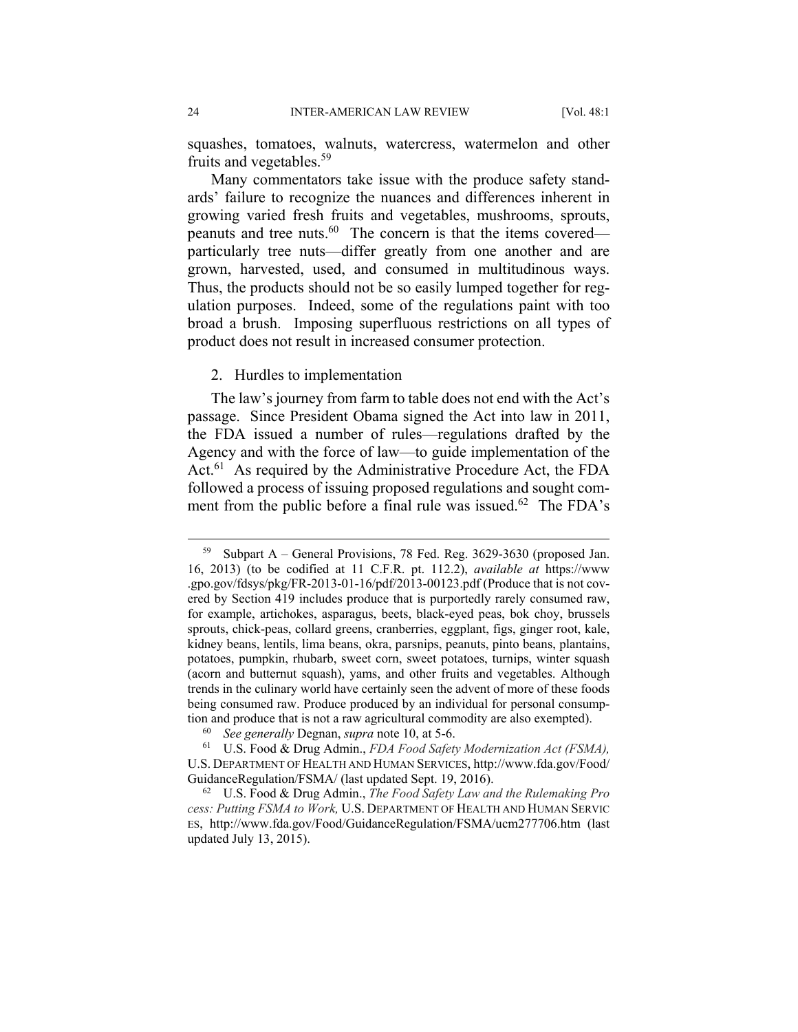squashes, tomatoes, walnuts, watercress, watermelon and other fruits and vegetables.[59]

Many commentators take issue with the produce safety standards' failure to recognize the nuances and differences inherent in growing varied fresh fruits and vegetables, mushrooms, sprouts, peanuts and tree nuts.[60] The concern is that the items covered—particularly tree nuts—differ greatly from one another and are grown, harvested, used, and consumed in multitudinous ways. Thus, the products should not be so easily lumped together for regulation purposes. Indeed, some of the regulations paint with too broad a brush. Imposing superfluous restrictions on all types of product does not result in increased consumer protection.

2. Hurdles to implementation

The law's journey from farm to table does not end with the Act's passage. Since President Obama signed the Act into law in 2011, the FDA issued a number of rules—regulations drafted by the Agency and with the force of law—to guide implementation of the Act.[61] As required by the Administrative Procedure Act, the FDA followed a process of issuing proposed regulations and sought comment from the public before a final rule was issued.[62] The FDA's

---

[59] Subpart A – General Provisions, 78 Fed. Reg. 3629-3630 (proposed Jan. 16, 2013) (to be codified at 11 C.F.R. pt. 112.2), *available at* https://www.gpo.gov/fdsys/pkg/FR-2013-01-16/pdf/2013-00123.pdf (Produce that is not covered by Section 419 includes produce that is purportedly rarely consumed raw, for example, artichokes, asparagus, beets, black-eyed peas, bok choy, brussels sprouts, chick-peas, collard greens, cranberries, eggplant, figs, ginger root, kale, kidney beans, lentils, lima beans, okra, parsnips, peanuts, pinto beans, plantains, potatoes, pumpkin, rhubarb, sweet corn, sweet potatoes, turnips, winter squash (acorn and butternut squash), yams, and other fruits and vegetables. Although trends in the culinary world have certainly seen the advent of more of these foods being consumed raw. Produce produced by an individual for personal consumption and produce that is not a raw agricultural commodity are also exempted).

[60] *See generally* Degnan, *supra* note 10, at 5-6.

[61] U.S. Food & Drug Admin., *FDA Food Safety Modernization Act (FSMA),* U.S. DEPARTMENT OF HEALTH AND HUMAN SERVICES, http://www.fda.gov/Food/GuidanceRegulation/FSMA/ (last updated Sept. 19, 2016).

[62] U.S. Food & Drug Admin., *The Food Safety Law and the Rulemaking Process: Putting FSMA to Work,* U.S. DEPARTMENT OF HEALTH AND HUMAN SERVICES, http://www.fda.gov/Food/GuidanceRegulation/FSMA/ucm277706.htm (last updated July 13, 2015).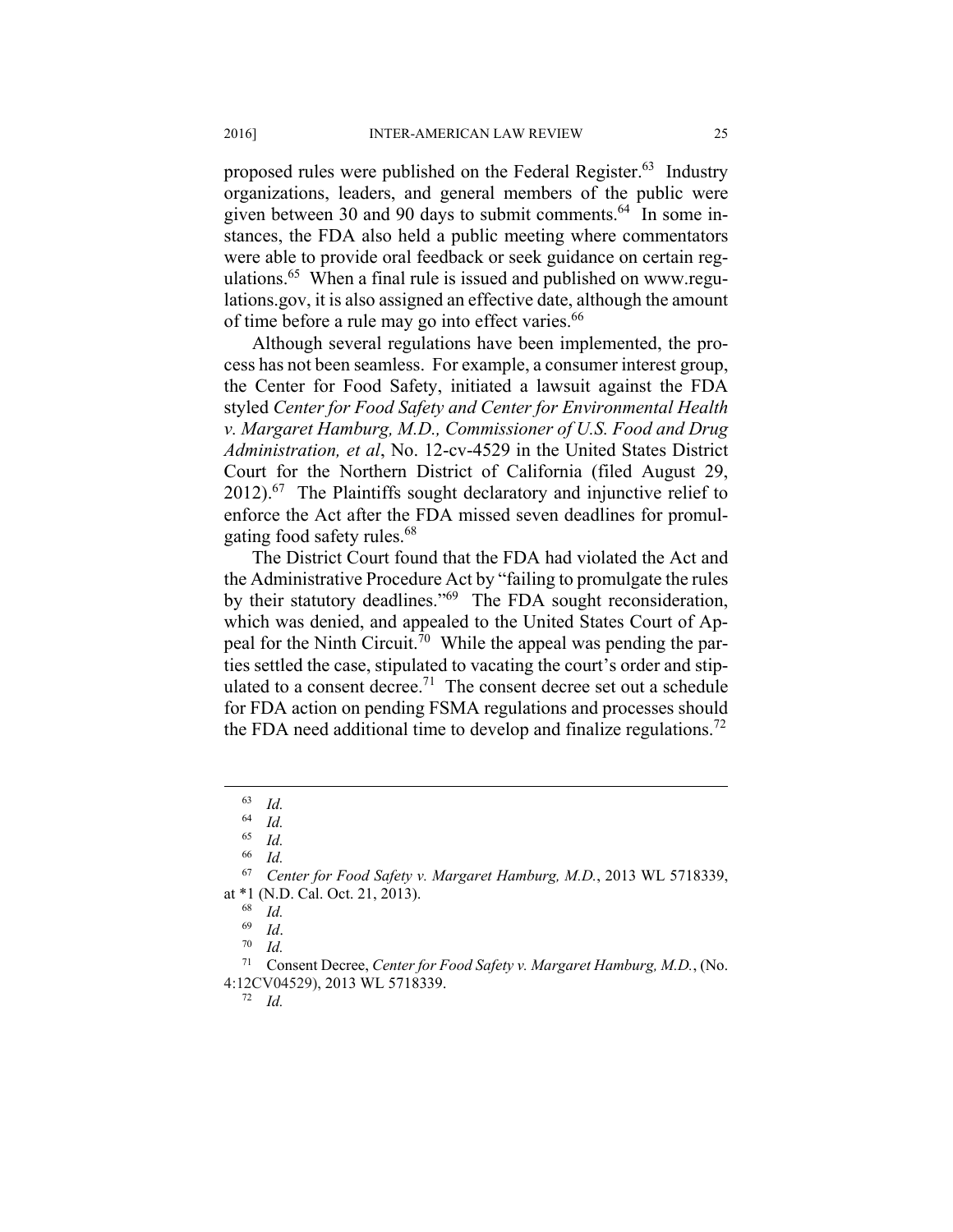proposed rules were published on the Federal Register.[63] Industry organizations, leaders, and general members of the public were given between 30 and 90 days to submit comments.[64] In some instances, the FDA also held a public meeting where commentators were able to provide oral feedback or seek guidance on certain regulations.[65] When a final rule is issued and published on www.regulations.gov, it is also assigned an effective date, although the amount of time before a rule may go into effect varies.[66]

Although several regulations have been implemented, the process has not been seamless. For example, a consumer interest group, the Center for Food Safety, initiated a lawsuit against the FDA styled *Center for Food Safety and Center for Environmental Health v. Margaret Hamburg, M.D., Commissioner of U.S. Food and Drug Administration, et al*, No. 12-cv-4529 in the United States District Court for the Northern District of California (filed August 29, 2012).[67] The Plaintiffs sought declaratory and injunctive relief to enforce the Act after the FDA missed seven deadlines for promulgating food safety rules.[68]

The District Court found that the FDA had violated the Act and the Administrative Procedure Act by "failing to promulgate the rules by their statutory deadlines."[69] The FDA sought reconsideration, which was denied, and appealed to the United States Court of Appeal for the Ninth Circuit.[70] While the appeal was pending the parties settled the case, stipulated to vacating the court's order and stipulated to a consent decree.[71] The consent decree set out a schedule for FDA action on pending FSMA regulations and processes should the FDA need additional time to develop and finalize regulations.[72]

---

[63] *Id.*

[64] *Id.*

[65] *Id.*

[66] *Id.*

[67] *Center for Food Safety v. Margaret Hamburg, M.D.*, 2013 WL 5718339, at *1 (N.D. Cal. Oct. 21, 2013).

[68] *Id.*

[69] *Id*.

[70] *Id.*

[71] Consent Decree, *Center for Food Safety v. Margaret Hamburg, M.D.*, (No. 4:12CV04529), 2013 WL 5718339.

[72] *Id.*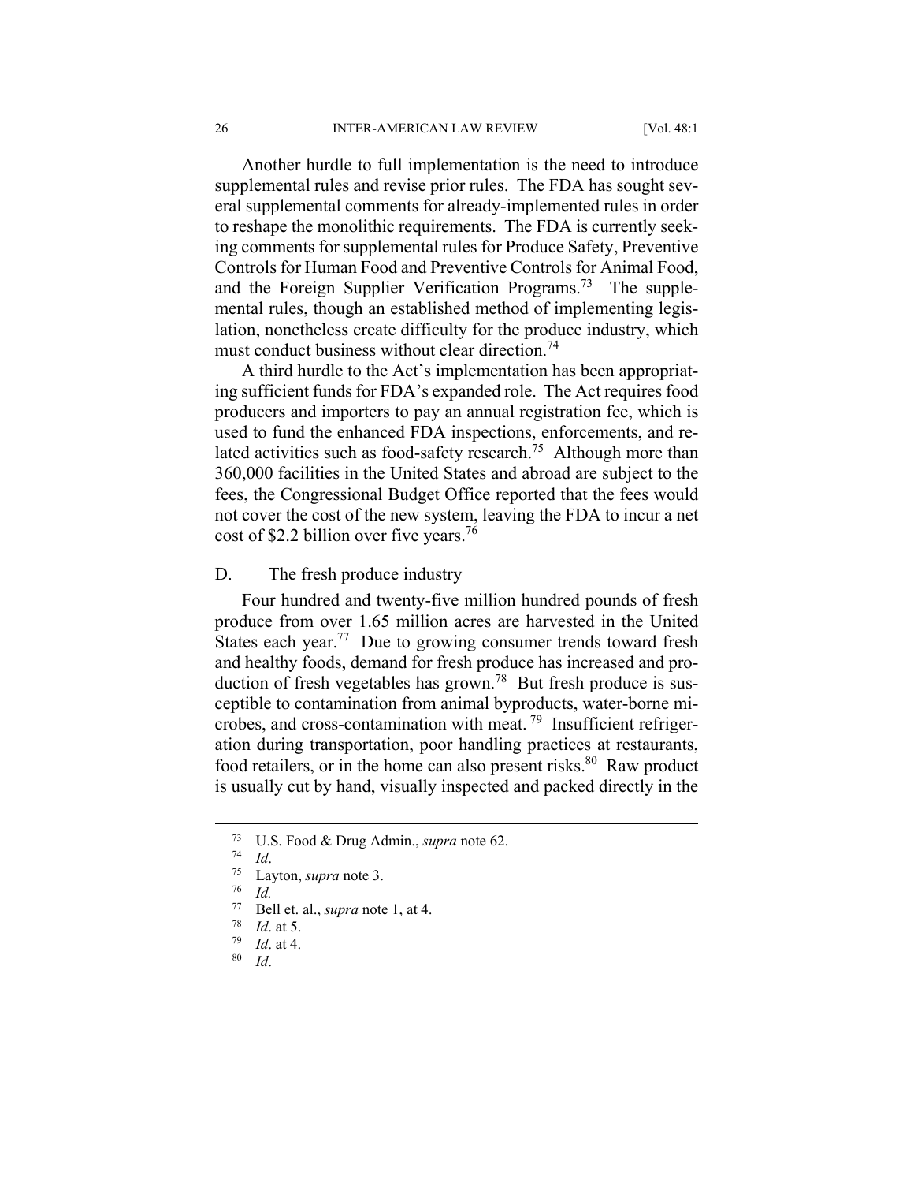Another hurdle to full implementation is the need to introduce supplemental rules and revise prior rules. The FDA has sought several supplemental comments for already-implemented rules in order to reshape the monolithic requirements. The FDA is currently seeking comments for supplemental rules for Produce Safety, Preventive Controls for Human Food and Preventive Controls for Animal Food, and the Foreign Supplier Verification Programs.[73] The supplemental rules, though an established method of implementing legislation, nonetheless create difficulty for the produce industry, which must conduct business without clear direction.[74]

A third hurdle to the Act's implementation has been appropriating sufficient funds for FDA's expanded role. The Act requires food producers and importers to pay an annual registration fee, which is used to fund the enhanced FDA inspections, enforcements, and related activities such as food-safety research.[75] Although more than 360,000 facilities in the United States and abroad are subject to the fees, the Congressional Budget Office reported that the fees would not cover the cost of the new system, leaving the FDA to incur a net cost of $2.2 billion over five years.[76]

## D. The fresh produce industry

Four hundred and twenty-five million hundred pounds of fresh produce from over 1.65 million acres are harvested in the United States each year.[77] Due to growing consumer trends toward fresh and healthy foods, demand for fresh produce has increased and production of fresh vegetables has grown.[78] But fresh produce is susceptible to contamination from animal byproducts, water-borne microbes, and cross-contamination with meat.[79] Insufficient refrigeration during transportation, poor handling practices at restaurants, food retailers, or in the home can also present risks.[80] Raw product is usually cut by hand, visually inspected and packed directly in the

---

[73] U.S. Food & Drug Admin., *supra* note 62.

[74] *Id*.

[75] Layton, *supra* note 3.

[76] *Id.*

[77] Bell et. al., *supra* note 1, at 4.

[78] *Id*. at 5.

[79] *Id*. at 4.

[80] *Id*.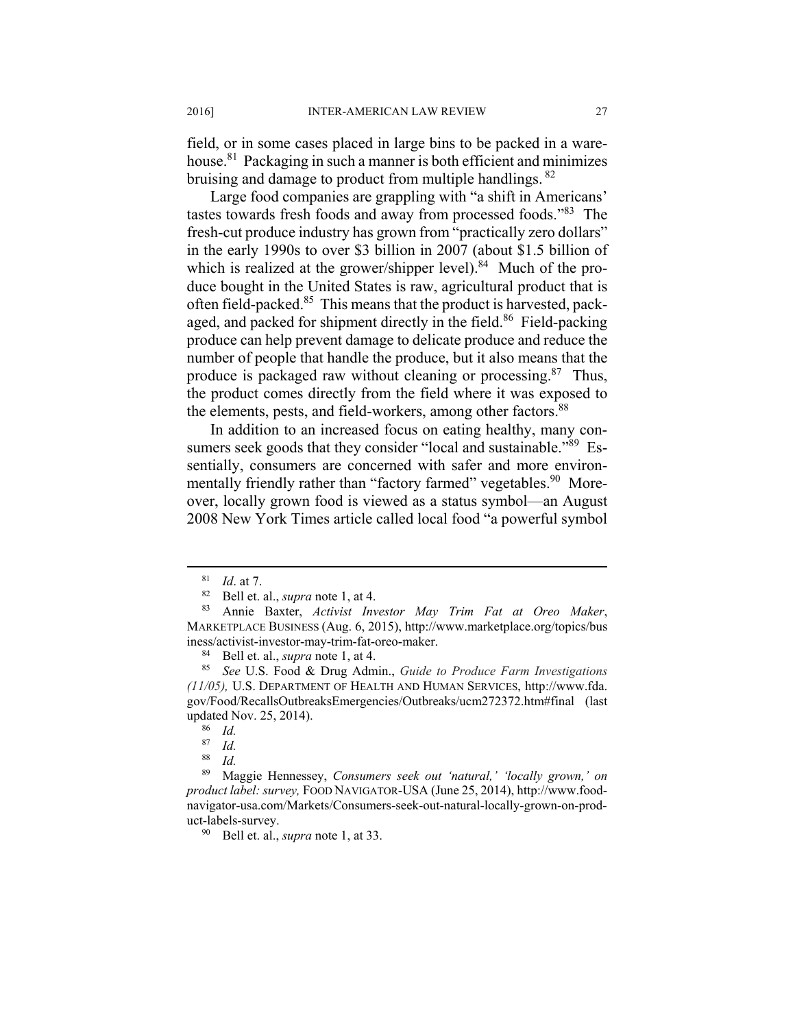field, or in some cases placed in large bins to be packed in a warehouse.[81] Packaging in such a manner is both efficient and minimizes bruising and damage to product from multiple handlings.[82]

Large food companies are grappling with "a shift in Americans' tastes towards fresh foods and away from processed foods."[83] The fresh-cut produce industry has grown from "practically zero dollars" in the early 1990s to over $3 billion in 2007 (about $1.5 billion of which is realized at the grower/shipper level).[84] Much of the produce bought in the United States is raw, agricultural product that is often field-packed.[85] This means that the product is harvested, packaged, and packed for shipment directly in the field.[86] Field-packing produce can help prevent damage to delicate produce and reduce the number of people that handle the produce, but it also means that the produce is packaged raw without cleaning or processing.[87] Thus, the product comes directly from the field where it was exposed to the elements, pests, and field-workers, among other factors.[88]

In addition to an increased focus on eating healthy, many consumers seek goods that they consider "local and sustainable."[89] Essentially, consumers are concerned with safer and more environmentally friendly rather than "factory farmed" vegetables.[90] Moreover, locally grown food is viewed as a status symbol—an August 2008 New York Times article called local food "a powerful symbol

---

[81] *Id*. at 7.

[82] Bell et. al., *supra* note 1, at 4.

[83] Annie Baxter, *Activist Investor May Trim Fat at Oreo Maker*, MARKETPLACE BUSINESS (Aug. 6, 2015), http://www.marketplace.org/topics/business/activist-investor-may-trim-fat-oreo-maker.

[84] Bell et. al., *supra* note 1, at 4.

[85] *See* U.S. Food & Drug Admin., *Guide to Produce Farm Investigations (11/05),* U.S. DEPARTMENT OF HEALTH AND HUMAN SERVICES, http://www.fda.gov/Food/RecallsOutbreaksEmergencies/Outbreaks/ucm272372.htm#final (last updated Nov. 25, 2014).

[86] *Id.*

[87] *Id.*

[88] *Id.*

[89] Maggie Hennessey, *Consumers seek out 'natural,' 'locally grown,' on product label: survey,* FOOD NAVIGATOR-USA (June 25, 2014), http://www.foodnavigator-usa.com/Markets/Consumers-seek-out-natural-locally-grown-on-product-labels-survey.

[90] Bell et. al., *supra* note 1, at 33.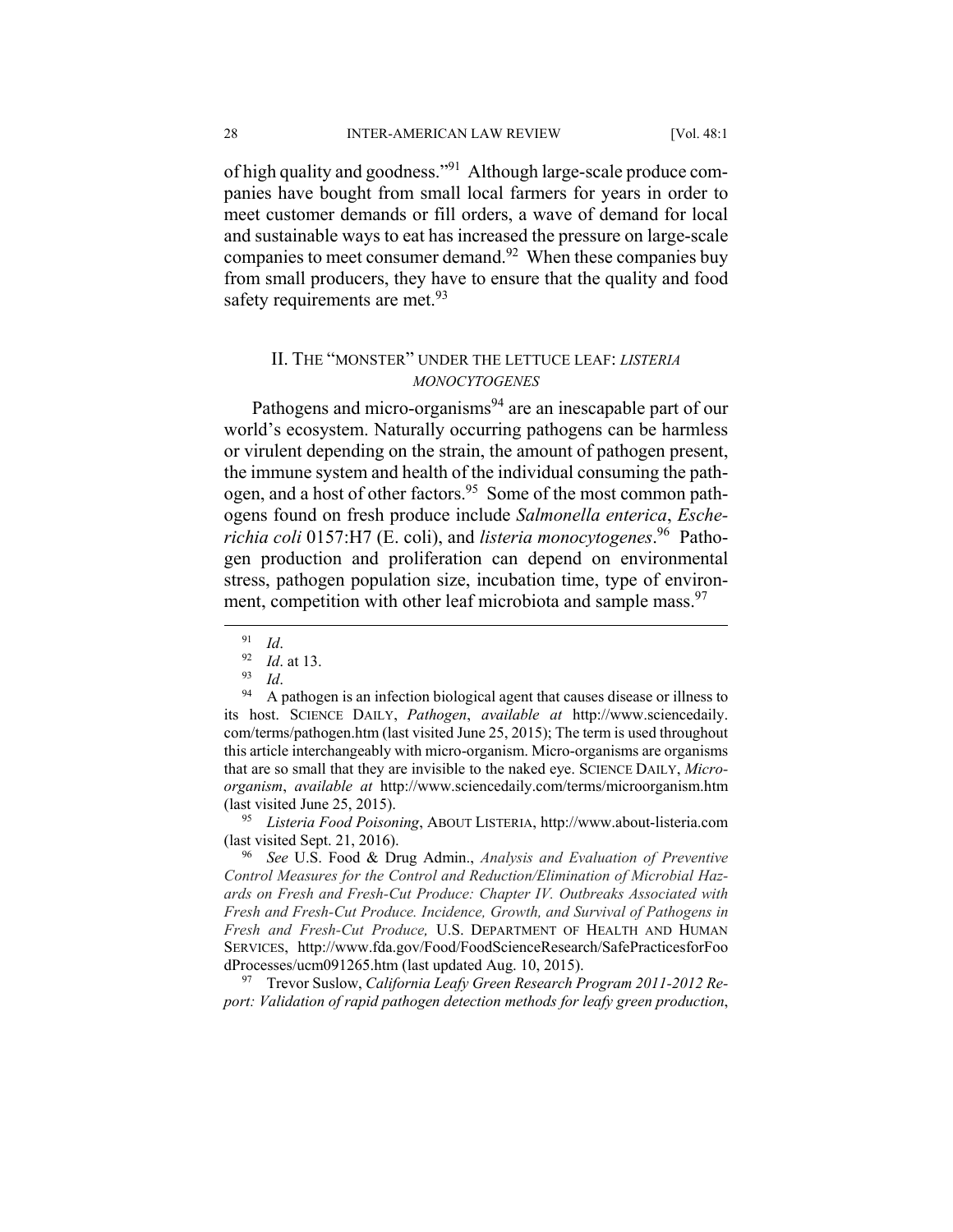of high quality and goodness."[91] Although large-scale produce companies have bought from small local farmers for years in order to meet customer demands or fill orders, a wave of demand for local and sustainable ways to eat has increased the pressure on large-scale companies to meet consumer demand.[92] When these companies buy from small producers, they have to ensure that the quality and food safety requirements are met.[93]

## II. THE "MONSTER" UNDER THE LETTUCE LEAF: *LISTERIA MONOCYTOGENES*

Pathogens and micro-organisms[94] are an inescapable part of our world's ecosystem. Naturally occurring pathogens can be harmless or virulent depending on the strain, the amount of pathogen present, the immune system and health of the individual consuming the pathogen, and a host of other factors.[95] Some of the most common pathogens found on fresh produce include *Salmonella enterica*, *Escherichia coli* 0157:H7 (E. coli), and *listeria monocytogenes*.[96] Pathogen production and proliferation can depend on environmental stress, pathogen population size, incubation time, type of environment, competition with other leaf microbiota and sample mass.[97]

---

[91] *Id*.

[92] *Id*. at 13.

[93] *Id*.

[94] A pathogen is an infection biological agent that causes disease or illness to its host. SCIENCE DAILY, *Pathogen*, *available at* http://www.sciencedaily.com/terms/pathogen.htm (last visited June 25, 2015); The term is used throughout this article interchangeably with micro-organism. Micro-organisms are organisms that are so small that they are invisible to the naked eye. SCIENCE DAILY, *Micro-organism*, *available at* http://www.sciencedaily.com/terms/microorganism.htm (last visited June 25, 2015).

[95] *Listeria Food Poisoning*, ABOUT LISTERIA, http://www.about-listeria.com (last visited Sept. 21, 2016).

[96] *See* U.S. Food & Drug Admin., *Analysis and Evaluation of Preventive Control Measures for the Control and Reduction/Elimination of Microbial Hazards on Fresh and Fresh-Cut Produce: Chapter IV. Outbreaks Associated with Fresh and Fresh-Cut Produce. Incidence, Growth, and Survival of Pathogens in Fresh and Fresh-Cut Produce,* U.S. DEPARTMENT OF HEALTH AND HUMAN SERVICES, http://www.fda.gov/Food/FoodScienceResearch/SafePracticesforFoodProcesses/ucm091265.htm (last updated Aug. 10, 2015).

[97] Trevor Suslow, *California Leafy Green Research Program 2011-2012 Report: Validation of rapid pathogen detection methods for leafy green production*,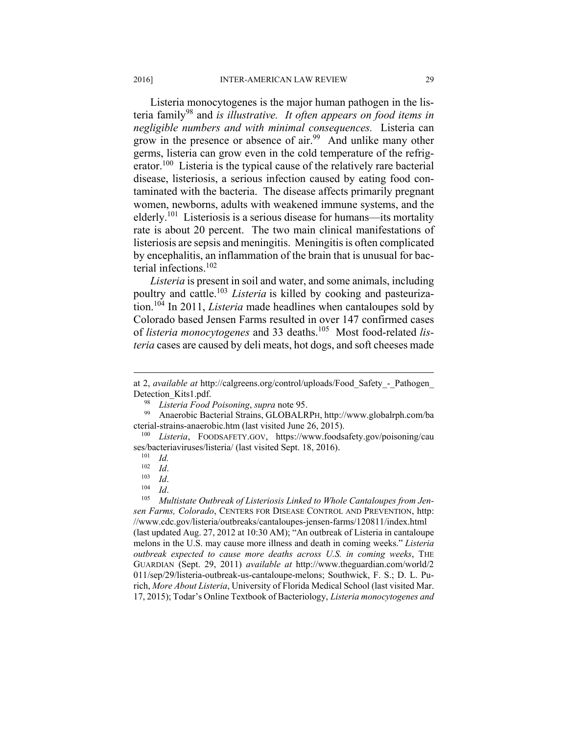Listeria monocytogenes is the major human pathogen in the listeria family[98] and *is illustrative. It often appears on food items in negligible numbers and with minimal consequences.* Listeria can grow in the presence or absence of air.[99] And unlike many other germs, listeria can grow even in the cold temperature of the refrigerator.[100] Listeria is the typical cause of the relatively rare bacterial disease, listeriosis, a serious infection caused by eating food contaminated with the bacteria. The disease affects primarily pregnant women, newborns, adults with weakened immune systems, and the elderly.[101] Listeriosis is a serious disease for humans—its mortality rate is about 20 percent. The two main clinical manifestations of listeriosis are sepsis and meningitis. Meningitis is often complicated by encephalitis, an inflammation of the brain that is unusual for bacterial infections.[102]

*Listeria* is present in soil and water, and some animals, including poultry and cattle.[103] *Listeria* is killed by cooking and pasteurization.[104] In 2011, *Listeria* made headlines when cantaloupes sold by Colorado based Jensen Farms resulted in over 147 confirmed cases of *listeria monocytogenes* and 33 deaths.[105] Most food-related *listeria* cases are caused by deli meats, hot dogs, and soft cheeses made

---

at 2, *available at* http://calgreens.org/control/uploads/Food_Safety_-_Pathogen_Detection_Kits1.pdf.

[98] *Listeria Food Poisoning*, *supra* note 95.

[99] Anaerobic Bacterial Strains, GLOBALRPH, http://www.globalrph.com/bacterial-strains-anaerobic.htm (last visited June 26, 2015).

[100] *Listeria*, FOODSAFETY.GOV, https://www.foodsafety.gov/poisoning/causes/bacteriaviruses/listeria/ (last visited Sept. 18, 2016).

[101] *Id.*

[102] *Id*.

[103] *Id*.

[104] *Id*.

[105] *Multistate Outbreak of Listeriosis Linked to Whole Cantaloupes from Jensen Farms, Colorado*, CENTERS FOR DISEASE CONTROL AND PREVENTION, http://www.cdc.gov/listeria/outbreaks/cantaloupes-jensen-farms/120811/index.html (last updated Aug. 27, 2012 at 10:30 AM); "An outbreak of Listeria in cantaloupe melons in the U.S. may cause more illness and death in coming weeks." *Listeria outbreak expected to cause more deaths across U.S. in coming weeks*, THE GUARDIAN (Sept. 29, 2011) *available at* http://www.theguardian.com/world/2011/sep/29/listeria-outbreak-us-cantaloupe-melons; Southwick, F. S.; D. L. Purich, *More About Listeria*, University of Florida Medical School (last visited Mar. 17, 2015); Todar's Online Textbook of Bacteriology, *Listeria monocytogenes and*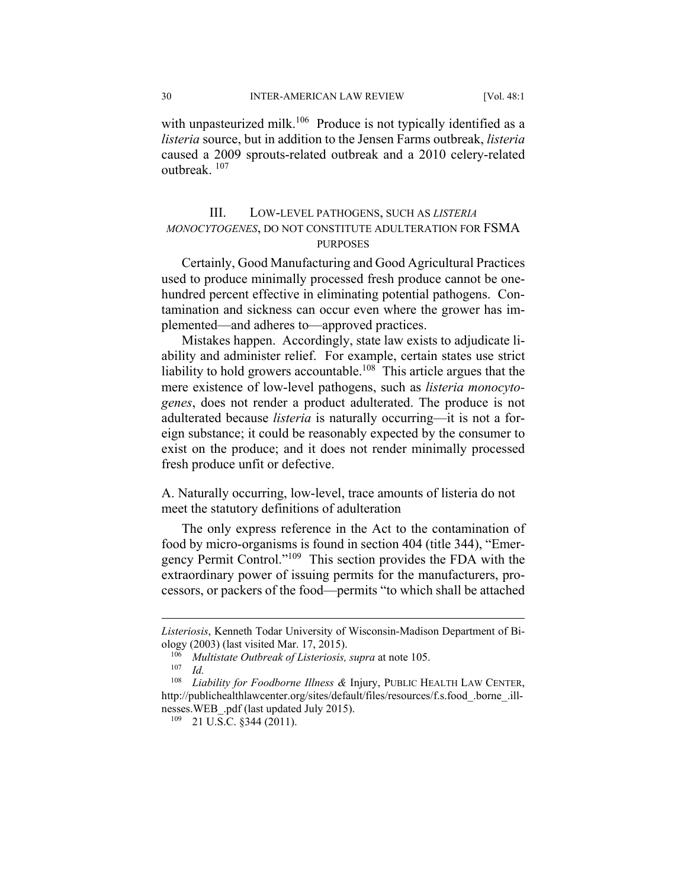with unpasteurized milk.[106] Produce is not typically identified as a *listeria* source, but in addition to the Jensen Farms outbreak, *listeria* caused a 2009 sprouts-related outbreak and a 2010 celery-related outbreak. [107]

## III. LOW-LEVEL PATHOGENS, SUCH AS *LISTERIA MONOCYTOGENES*, DO NOT CONSTITUTE ADULTERATION FOR FSMA PURPOSES

Certainly, Good Manufacturing and Good Agricultural Practices used to produce minimally processed fresh produce cannot be one-hundred percent effective in eliminating potential pathogens. Contamination and sickness can occur even where the grower has implemented—and adheres to—approved practices.

Mistakes happen. Accordingly, state law exists to adjudicate liability and administer relief. For example, certain states use strict liability to hold growers accountable.[108] This article argues that the mere existence of low-level pathogens, such as *listeria monocytogenes*, does not render a product adulterated. The produce is not adulterated because *listeria* is naturally occurring—it is not a foreign substance; it could be reasonably expected by the consumer to exist on the produce; and it does not render minimally processed fresh produce unfit or defective.

### A. Naturally occurring, low-level, trace amounts of listeria do not meet the statutory definitions of adulteration

The only express reference in the Act to the contamination of food by micro-organisms is found in section 404 (title 344), "Emergency Permit Control."[109] This section provides the FDA with the extraordinary power of issuing permits for the manufacturers, processors, or packers of the food—permits "to which shall be attached

---

*Listeriosis*, Kenneth Todar University of Wisconsin-Madison Department of Biology (2003) (last visited Mar. 17, 2015).

[106] *Multistate Outbreak of Listeriosis, supra* at note 105.

[107] *Id.*

[108] *Liability for Foodborne Illness &* Injury, PUBLIC HEALTH LAW CENTER, http://publichealthlawcenter.org/sites/default/files/resources/f.s.food_.borne_.illnesses.WEB_.pdf (last updated July 2015).

[109] 21 U.S.C. §344 (2011).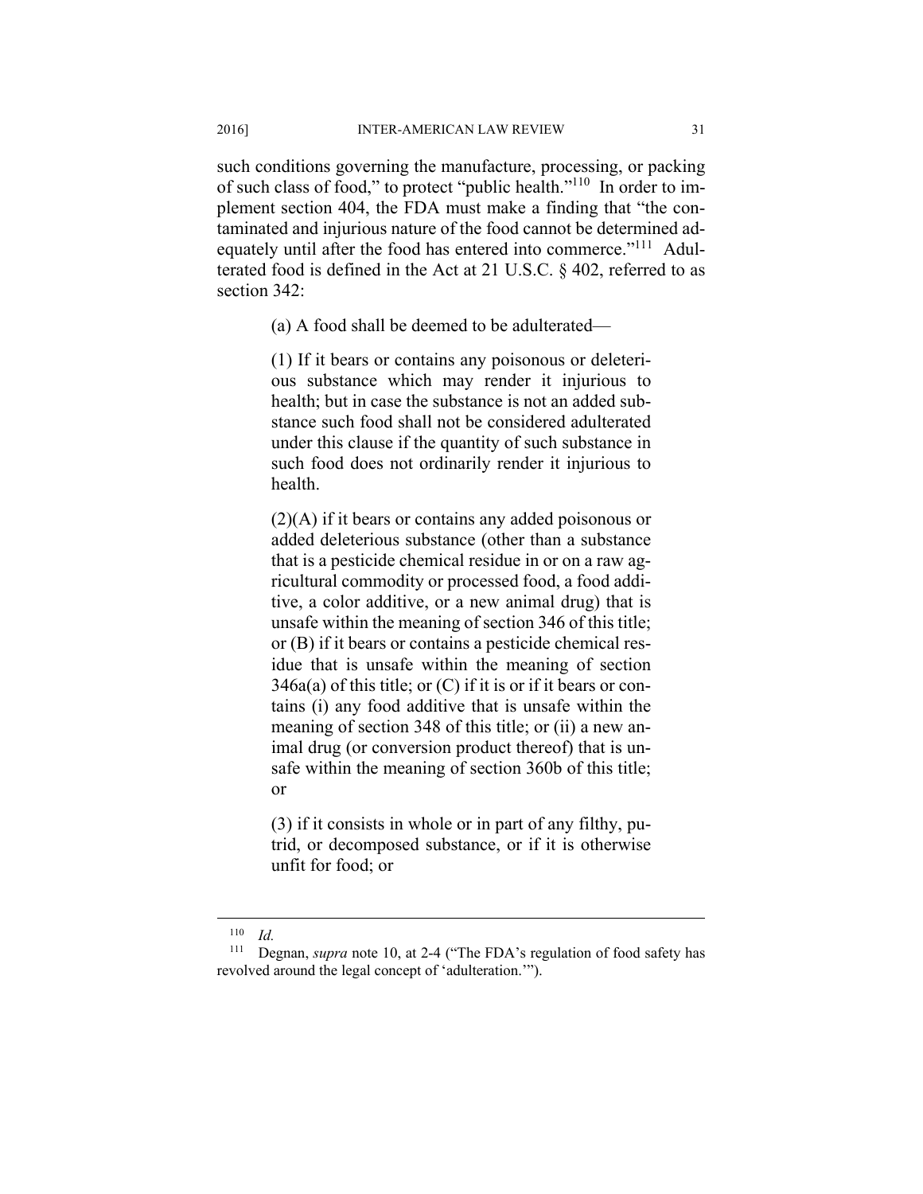such conditions governing the manufacture, processing, or packing of such class of food," to protect "public health."[110] In order to implement section 404, the FDA must make a finding that "the contaminated and injurious nature of the food cannot be determined adequately until after the food has entered into commerce."[111] Adulterated food is defined in the Act at 21 U.S.C. § 402, referred to as section 342:

> (a) A food shall be deemed to be adulterated—
>
> (1) If it bears or contains any poisonous or deleterious substance which may render it injurious to health; but in case the substance is not an added substance such food shall not be considered adulterated under this clause if the quantity of such substance in such food does not ordinarily render it injurious to health.
>
> (2)(A) if it bears or contains any added poisonous or added deleterious substance (other than a substance that is a pesticide chemical residue in or on a raw agricultural commodity or processed food, a food additive, a color additive, or a new animal drug) that is unsafe within the meaning of section 346 of this title; or (B) if it bears or contains a pesticide chemical residue that is unsafe within the meaning of section 346a(a) of this title; or (C) if it is or if it bears or contains (i) any food additive that is unsafe within the meaning of section 348 of this title; or (ii) a new animal drug (or conversion product thereof) that is unsafe within the meaning of section 360b of this title; or
>
> (3) if it consists in whole or in part of any filthy, putrid, or decomposed substance, or if it is otherwise unfit for food; or

---

[110] *Id.*

[111] Degnan, *supra* note 10, at 2-4 ("The FDA's regulation of food safety has revolved around the legal concept of 'adulteration.'").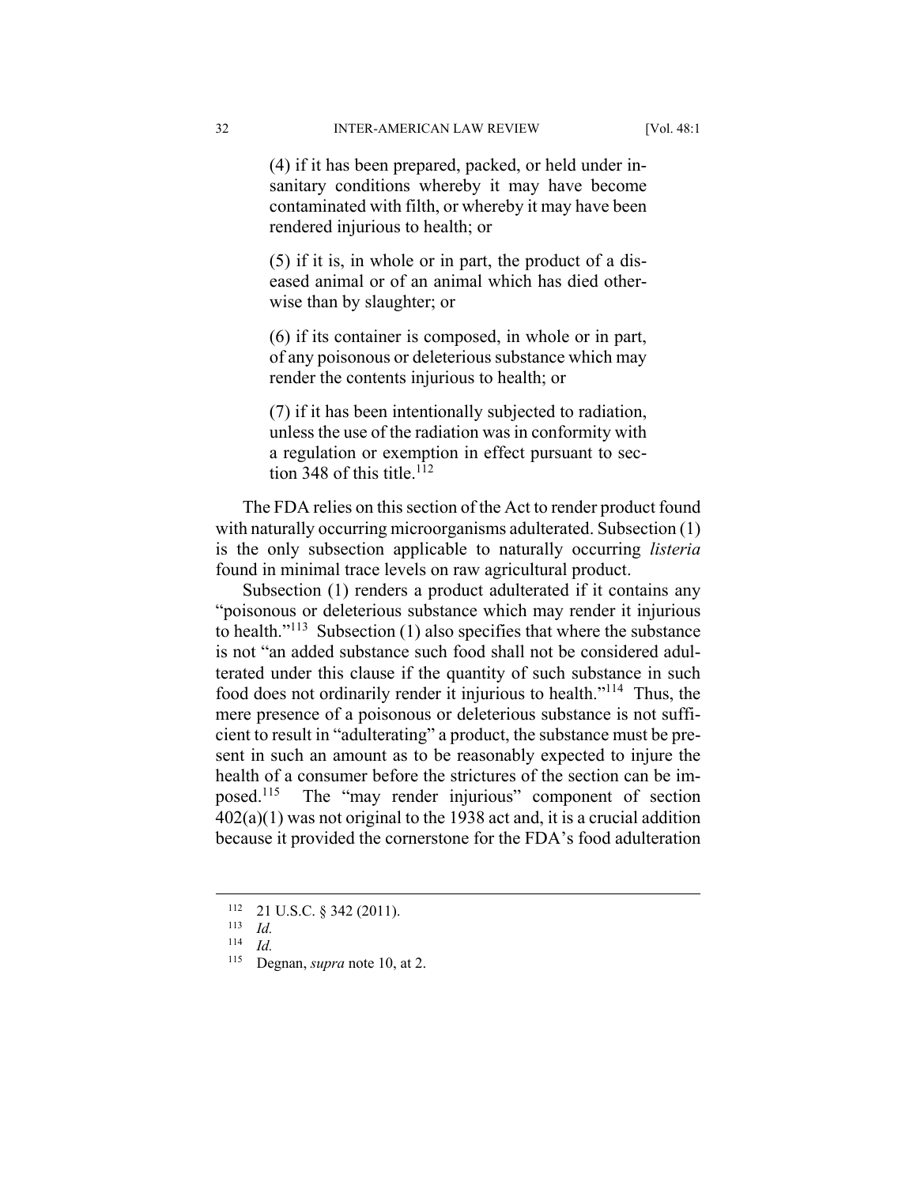> (4) if it has been prepared, packed, or held under insanitary conditions whereby it may have become contaminated with filth, or whereby it may have been rendered injurious to health; or
>
> (5) if it is, in whole or in part, the product of a diseased animal or of an animal which has died otherwise than by slaughter; or
>
> (6) if its container is composed, in whole or in part, of any poisonous or deleterious substance which may render the contents injurious to health; or
>
> (7) if it has been intentionally subjected to radiation, unless the use of the radiation was in conformity with a regulation or exemption in effect pursuant to section 348 of this title.[112]

The FDA relies on this section of the Act to render product found with naturally occurring microorganisms adulterated. Subsection (1) is the only subsection applicable to naturally occurring *listeria* found in minimal trace levels on raw agricultural product.

Subsection (1) renders a product adulterated if it contains any "poisonous or deleterious substance which may render it injurious to health."[113] Subsection (1) also specifies that where the substance is not "an added substance such food shall not be considered adulterated under this clause if the quantity of such substance in such food does not ordinarily render it injurious to health."[114] Thus, the mere presence of a poisonous or deleterious substance is not sufficient to result in "adulterating" a product, the substance must be present in such an amount as to be reasonably expected to injure the health of a consumer before the strictures of the section can be imposed.[115] The "may render injurious" component of section 402(a)(1) was not original to the 1938 act and, it is a crucial addition because it provided the cornerstone for the FDA's food adulteration

---

[112] 21 U.S.C. § 342 (2011).

[113] *Id.*

[114] *Id.*

[115] Degnan, *supra* note 10, at 2.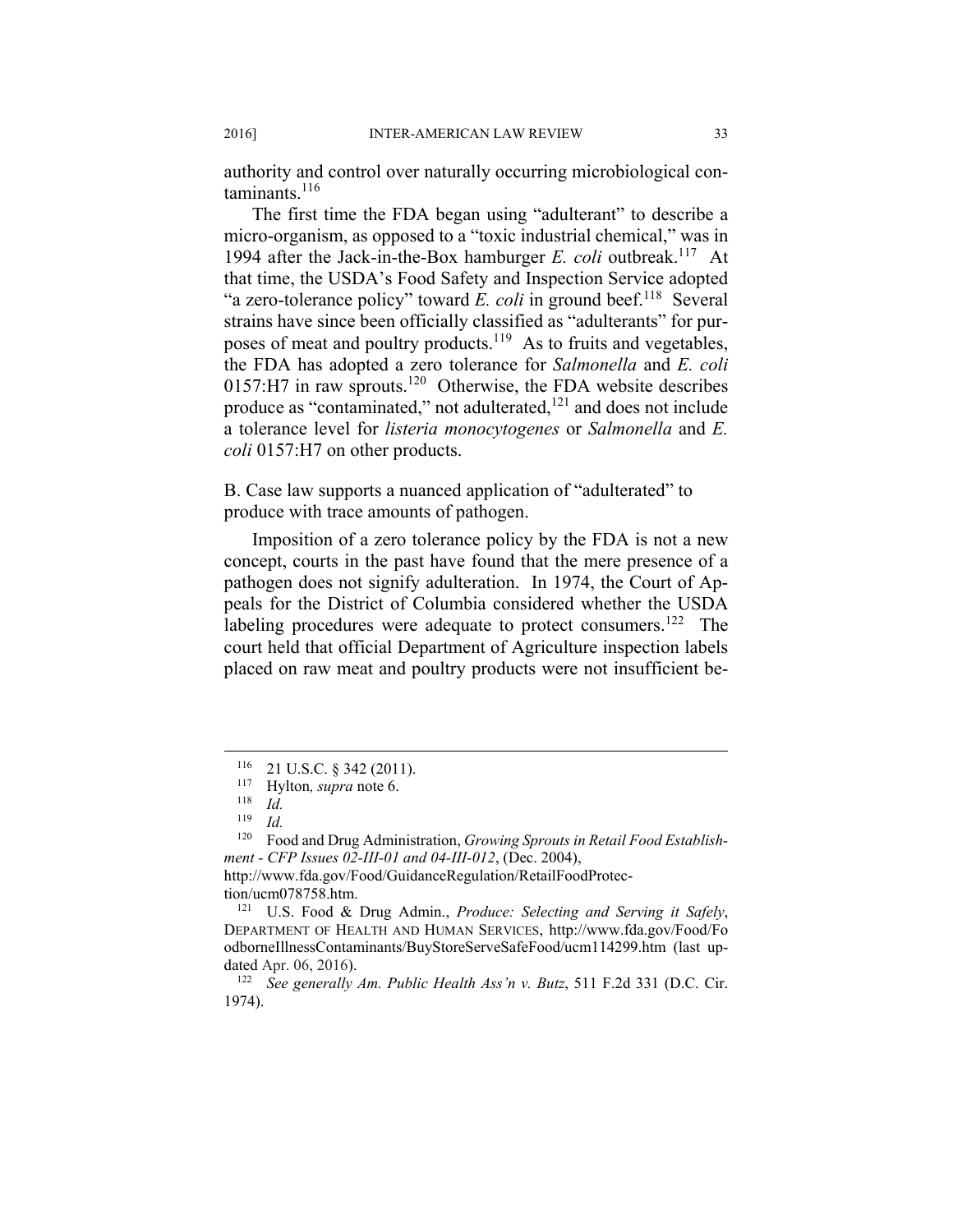authority and control over naturally occurring microbiological contaminants.[116]

The first time the FDA began using "adulterant" to describe a micro-organism, as opposed to a "toxic industrial chemical," was in 1994 after the Jack-in-the-Box hamburger *E. coli* outbreak.[117] At that time, the USDA's Food Safety and Inspection Service adopted "a zero-tolerance policy" toward *E. coli* in ground beef.[118] Several strains have since been officially classified as "adulterants" for purposes of meat and poultry products.[119] As to fruits and vegetables, the FDA has adopted a zero tolerance for *Salmonella* and *E. coli* 0157:H7 in raw sprouts.[120] Otherwise, the FDA website describes produce as "contaminated," not adulterated,[121] and does not include a tolerance level for *listeria monocytogenes* or *Salmonella* and *E. coli* 0157:H7 on other products.

B. Case law supports a nuanced application of "adulterated" to produce with trace amounts of pathogen.

Imposition of a zero tolerance policy by the FDA is not a new concept, courts in the past have found that the mere presence of a pathogen does not signify adulteration. In 1974, the Court of Appeals for the District of Columbia considered whether the USDA labeling procedures were adequate to protect consumers.[122] The court held that official Department of Agriculture inspection labels placed on raw meat and poultry products were not insufficient be-

---

[116] 21 U.S.C. § 342 (2011).

[117] Hylton*, supra* note 6.

[118] *Id.*

[119] *Id.*

[120] Food and Drug Administration, *Growing Sprouts in Retail Food Establishment - CFP Issues 02-III-01 and 04-III-012*, (Dec. 2004), http://www.fda.gov/Food/GuidanceRegulation/RetailFoodProtection/ucm078758.htm.

[121] U.S. Food & Drug Admin., *Produce: Selecting and Serving it Safely*, DEPARTMENT OF HEALTH AND HUMAN SERVICES, http://www.fda.gov/Food/FoodborneIllnessContaminants/BuyStoreServeSafeFood/ucm114299.htm (last updated Apr. 06, 2016).

[122] *See generally Am. Public Health Ass'n v. Butz*, 511 F.2d 331 (D.C. Cir. 1974).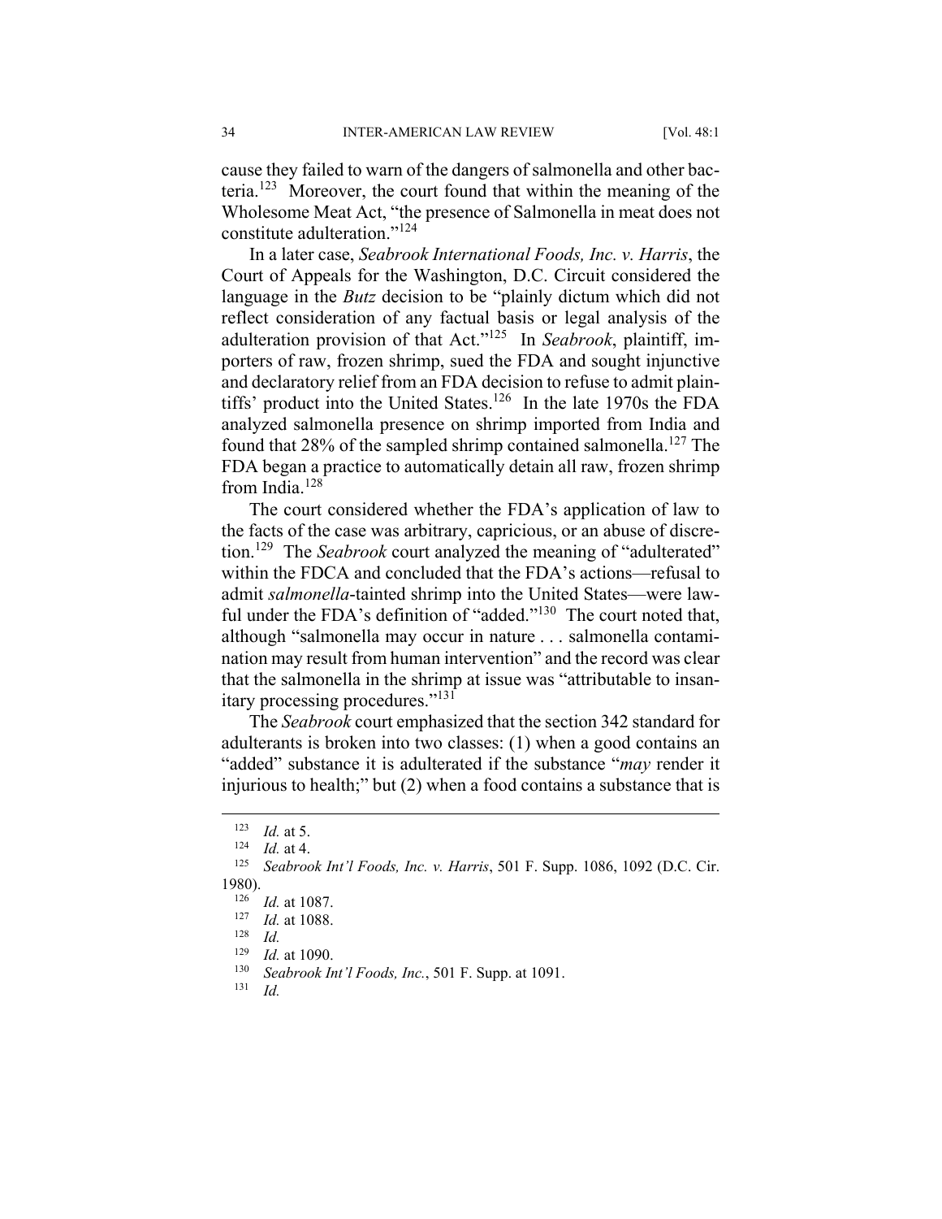cause they failed to warn of the dangers of salmonella and other bacteria.[123] Moreover, the court found that within the meaning of the Wholesome Meat Act, "the presence of Salmonella in meat does not constitute adulteration."[124]

In a later case, *Seabrook International Foods, Inc. v. Harris*, the Court of Appeals for the Washington, D.C. Circuit considered the language in the *Butz* decision to be "plainly dictum which did not reflect consideration of any factual basis or legal analysis of the adulteration provision of that Act."[125] In *Seabrook*, plaintiff, importers of raw, frozen shrimp, sued the FDA and sought injunctive and declaratory relief from an FDA decision to refuse to admit plaintiffs' product into the United States.[126] In the late 1970s the FDA analyzed salmonella presence on shrimp imported from India and found that 28% of the sampled shrimp contained salmonella.[127] The FDA began a practice to automatically detain all raw, frozen shrimp from India.[128]

The court considered whether the FDA's application of law to the facts of the case was arbitrary, capricious, or an abuse of discretion.[129] The *Seabrook* court analyzed the meaning of "adulterated" within the FDCA and concluded that the FDA's actions—refusal to admit *salmonella*-tainted shrimp into the United States—were lawful under the FDA's definition of "added."[130] The court noted that, although "salmonella may occur in nature . . . salmonella contamination may result from human intervention" and the record was clear that the salmonella in the shrimp at issue was "attributable to insanitary processing procedures."[131]

The *Seabrook* court emphasized that the section 342 standard for adulterants is broken into two classes: (1) when a good contains an "added" substance it is adulterated if the substance "*may* render it injurious to health;" but (2) when a food contains a substance that is

---

[123] *Id.* at 5.

[124] *Id.* at 4.

[125] *Seabrook Int'l Foods, Inc. v. Harris*, 501 F. Supp. 1086, 1092 (D.C. Cir. 1980).

[126] *Id.* at 1087.

[127] *Id.* at 1088.

[128] *Id.*

[129] *Id.* at 1090.

[130] *Seabrook Int'l Foods, Inc.*, 501 F. Supp. at 1091.

[131] *Id.*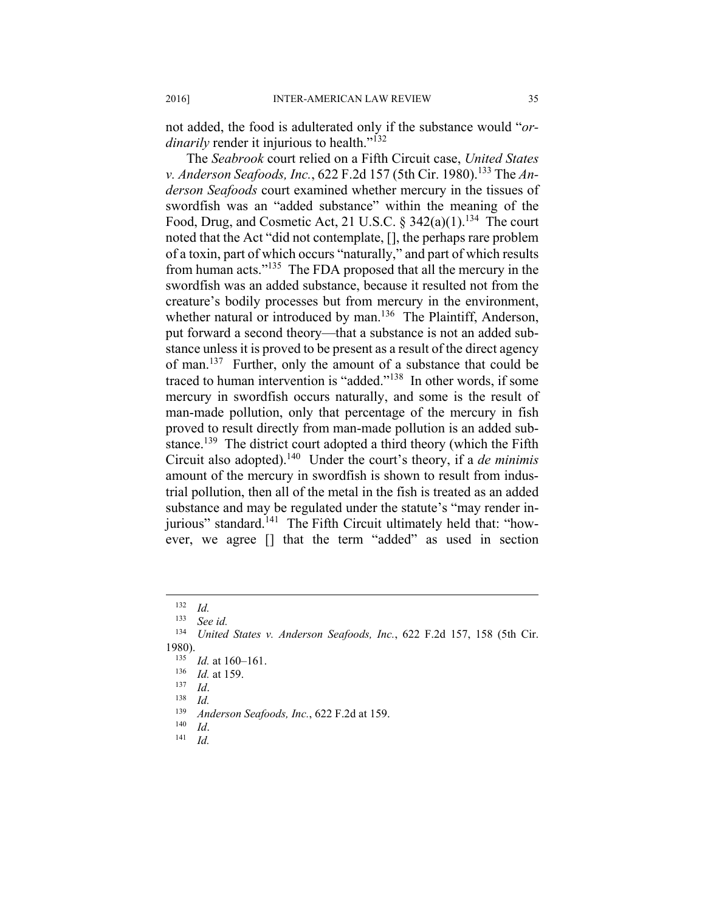not added, the food is adulterated only if the substance would "*ordinarily* render it injurious to health."[132]

The *Seabrook* court relied on a Fifth Circuit case, *United States v. Anderson Seafoods, Inc.*, 622 F.2d 157 (5th Cir. 1980).[133] The *Anderson Seafoods* court examined whether mercury in the tissues of swordfish was an "added substance" within the meaning of the Food, Drug, and Cosmetic Act, 21 U.S.C. § 342(a)(1).[134] The court noted that the Act "did not contemplate, [], the perhaps rare problem of a toxin, part of which occurs "naturally," and part of which results from human acts."[135] The FDA proposed that all the mercury in the swordfish was an added substance, because it resulted not from the creature's bodily processes but from mercury in the environment, whether natural or introduced by man.[136] The Plaintiff, Anderson, put forward a second theory—that a substance is not an added substance unless it is proved to be present as a result of the direct agency of man.[137] Further, only the amount of a substance that could be traced to human intervention is "added."[138] In other words, if some mercury in swordfish occurs naturally, and some is the result of man-made pollution, only that percentage of the mercury in fish proved to result directly from man-made pollution is an added substance.[139] The district court adopted a third theory (which the Fifth Circuit also adopted).[140] Under the court's theory, if a *de minimis* amount of the mercury in swordfish is shown to result from industrial pollution, then all of the metal in the fish is treated as an added substance and may be regulated under the statute's "may render injurious" standard.[141] The Fifth Circuit ultimately held that: "however, we agree [] that the term "added" as used in section

---

[132] *Id.*

[133] *See id.*

[134] *United States v. Anderson Seafoods, Inc.*, 622 F.2d 157, 158 (5th Cir. 1980).

[135] *Id.* at 160–161.

[136] *Id.* at 159.

[137] *Id*.

[138] *Id.*

[139] *Anderson Seafoods, Inc.*, 622 F.2d at 159.

[140] *Id*.

[141] *Id.*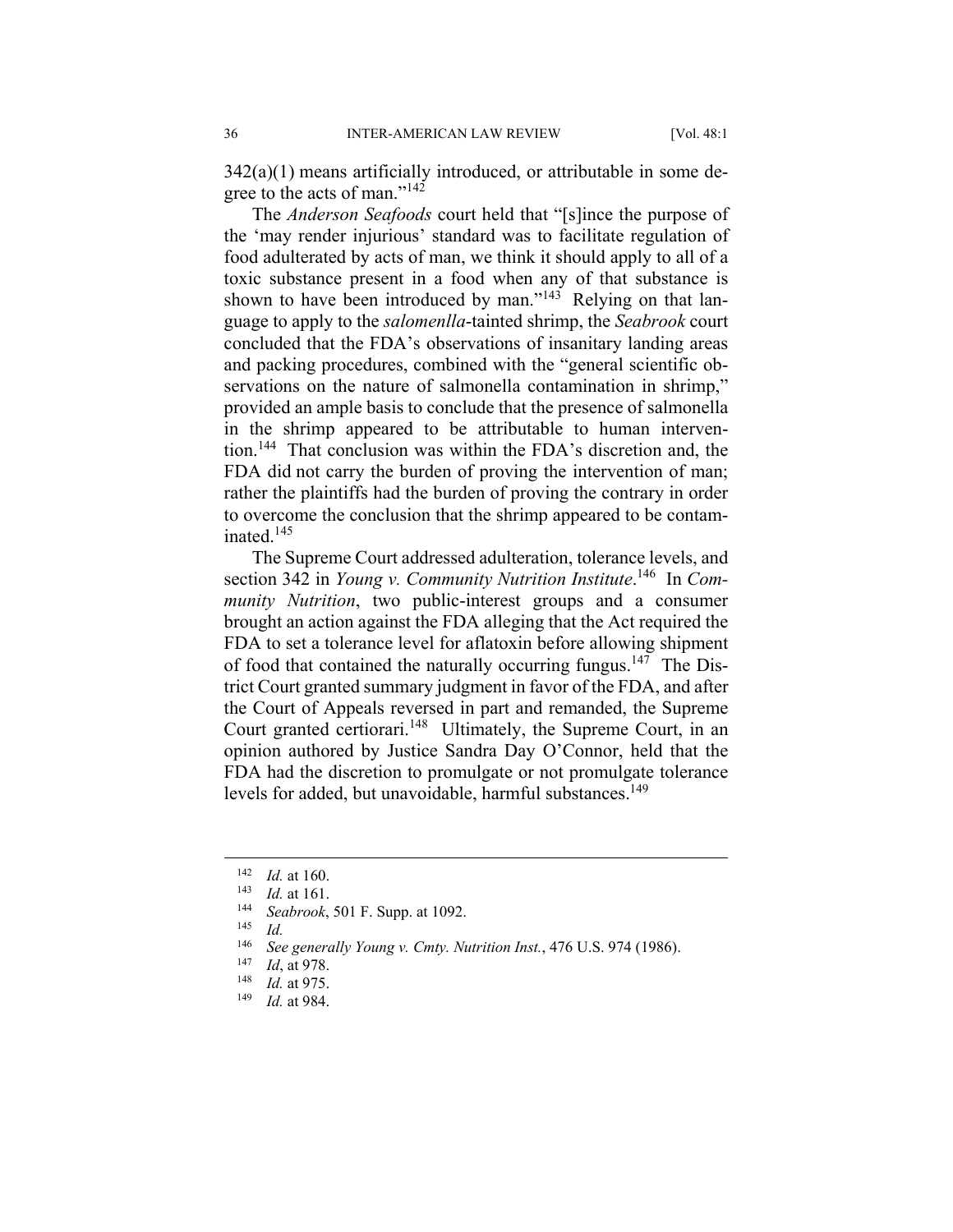342(a)(1) means artificially introduced, or attributable in some degree to the acts of man."[142]

The *Anderson Seafoods* court held that "[s]ince the purpose of the 'may render injurious' standard was to facilitate regulation of food adulterated by acts of man, we think it should apply to all of a toxic substance present in a food when any of that substance is shown to have been introduced by man."[143] Relying on that language to apply to the *salomenlla*-tainted shrimp, the *Seabrook* court concluded that the FDA's observations of insanitary landing areas and packing procedures, combined with the "general scientific observations on the nature of salmonella contamination in shrimp," provided an ample basis to conclude that the presence of salmonella in the shrimp appeared to be attributable to human intervention.[144] That conclusion was within the FDA's discretion and, the FDA did not carry the burden of proving the intervention of man; rather the plaintiffs had the burden of proving the contrary in order to overcome the conclusion that the shrimp appeared to be contaminated.[145]

The Supreme Court addressed adulteration, tolerance levels, and section 342 in *Young v. Community Nutrition Institute*.[146] In *Community Nutrition*, two public-interest groups and a consumer brought an action against the FDA alleging that the Act required the FDA to set a tolerance level for aflatoxin before allowing shipment of food that contained the naturally occurring fungus.[147] The District Court granted summary judgment in favor of the FDA, and after the Court of Appeals reversed in part and remanded, the Supreme Court granted certiorari.[148] Ultimately, the Supreme Court, in an opinion authored by Justice Sandra Day O'Connor, held that the FDA had the discretion to promulgate or not promulgate tolerance levels for added, but unavoidable, harmful substances.[149]

---

[142] *Id.* at 160.

[143] *Id.* at 161.

[144] *Seabrook*, 501 F. Supp. at 1092.

[145] *Id.*

[146] *See generally Young v. Cmty. Nutrition Inst.*, 476 U.S. 974 (1986).

[147] *Id*, at 978.

[148] *Id.* at 975.

[149] *Id.* at 984.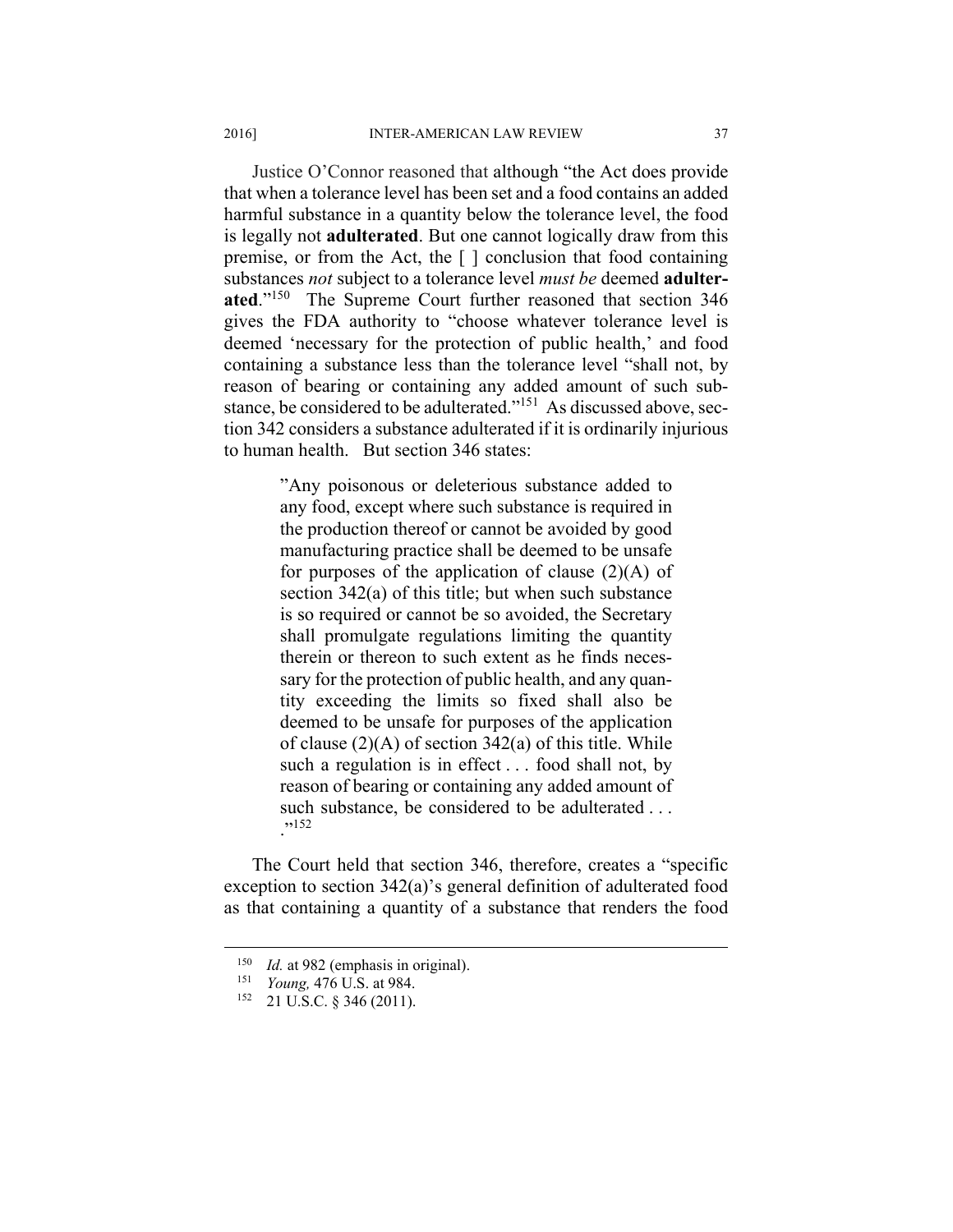Justice O'Connor reasoned that although "the Act does provide that when a tolerance level has been set and a food contains an added harmful substance in a quantity below the tolerance level, the food is legally not **adulterated**. But one cannot logically draw from this premise, or from the Act, the [ ] conclusion that food containing substances *not* subject to a tolerance level *must be* deemed **adulterated**."[150] The Supreme Court further reasoned that section 346 gives the FDA authority to "choose whatever tolerance level is deemed 'necessary for the protection of public health,' and food containing a substance less than the tolerance level "shall not, by reason of bearing or containing any added amount of such substance, be considered to be adulterated."[151] As discussed above, section 342 considers a substance adulterated if it is ordinarily injurious to human health. But section 346 states:

> "Any poisonous or deleterious substance added to any food, except where such substance is required in the production thereof or cannot be avoided by good manufacturing practice shall be deemed to be unsafe for purposes of the application of clause (2)(A) of section 342(a) of this title; but when such substance is so required or cannot be so avoided, the Secretary shall promulgate regulations limiting the quantity therein or thereon to such extent as he finds necessary for the protection of public health, and any quantity exceeding the limits so fixed shall also be deemed to be unsafe for purposes of the application of clause (2)(A) of section 342(a) of this title. While such a regulation is in effect . . . food shall not, by reason of bearing or containing any added amount of such substance, be considered to be adulterated . . . ."[152]

The Court held that section 346, therefore, creates a "specific exception to section 342(a)'s general definition of adulterated food as that containing a quantity of a substance that renders the food

---

[150] *Id.* at 982 (emphasis in original).

[151] *Young,* 476 U.S. at 984.

[152] 21 U.S.C. § 346 (2011).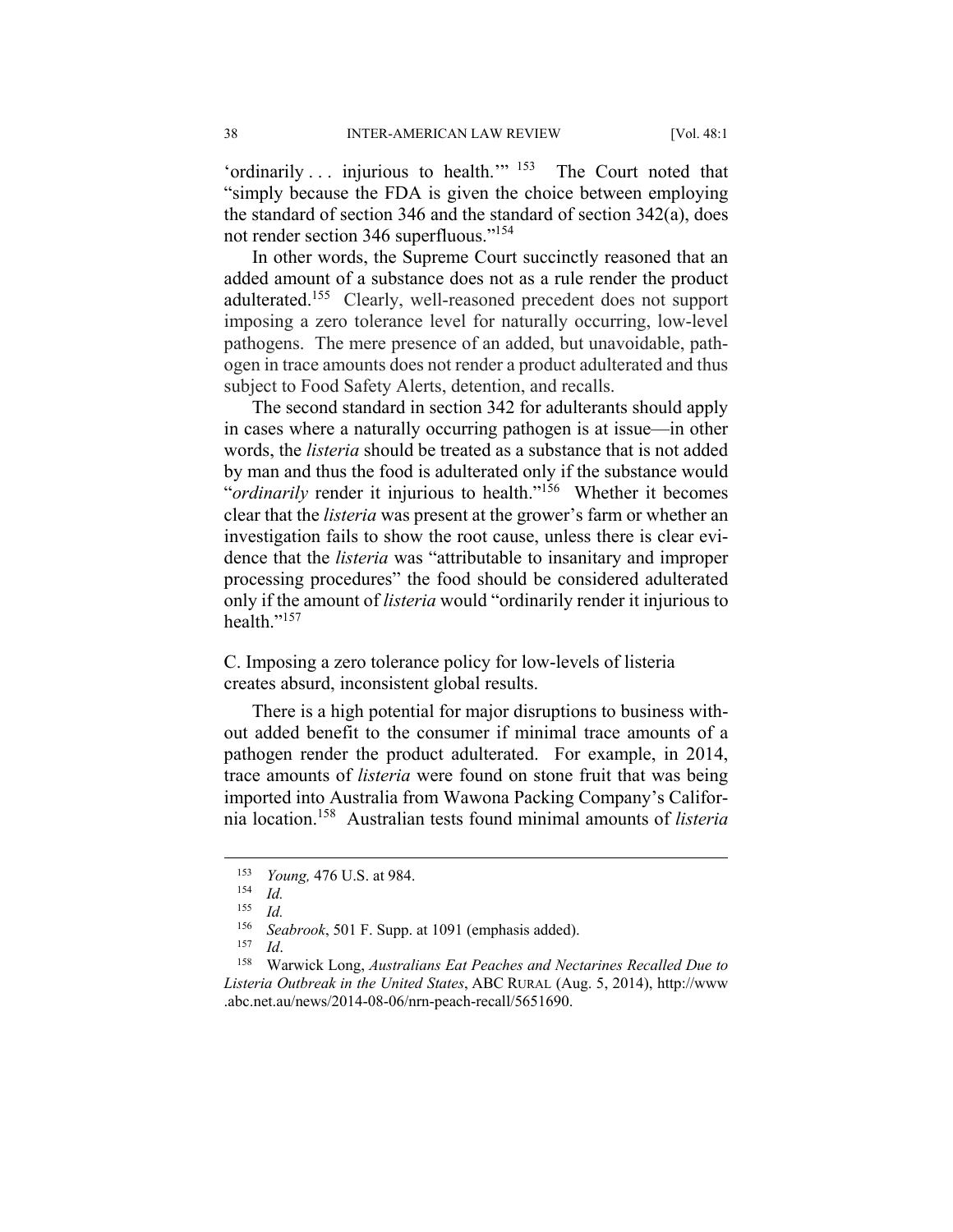'ordinarily . . . injurious to health.'"[153] The Court noted that "simply because the FDA is given the choice between employing the standard of section 346 and the standard of section 342(a), does not render section 346 superfluous."[154]

In other words, the Supreme Court succinctly reasoned that an added amount of a substance does not as a rule render the product adulterated.[155] Clearly, well-reasoned precedent does not support imposing a zero tolerance level for naturally occurring, low-level pathogens. The mere presence of an added, but unavoidable, pathogen in trace amounts does not render a product adulterated and thus subject to Food Safety Alerts, detention, and recalls.

The second standard in section 342 for adulterants should apply in cases where a naturally occurring pathogen is at issue—in other words, the *listeria* should be treated as a substance that is not added by man and thus the food is adulterated only if the substance would "*ordinarily* render it injurious to health."[156] Whether it becomes clear that the *listeria* was present at the grower's farm or whether an investigation fails to show the root cause, unless there is clear evidence that the *listeria* was "attributable to insanitary and improper processing procedures" the food should be considered adulterated only if the amount of *listeria* would "ordinarily render it injurious to health."[157]

C. Imposing a zero tolerance policy for low-levels of listeria creates absurd, inconsistent global results.

There is a high potential for major disruptions to business without added benefit to the consumer if minimal trace amounts of a pathogen render the product adulterated. For example, in 2014, trace amounts of *listeria* were found on stone fruit that was being imported into Australia from Wawona Packing Company's California location.[158] Australian tests found minimal amounts of *listeria*

---

[153] *Young,* 476 U.S. at 984.

[154] *Id.*

[155] *Id.*

[156] *Seabrook*, 501 F. Supp. at 1091 (emphasis added).

[157] *Id*.

[158] Warwick Long, *Australians Eat Peaches and Nectarines Recalled Due to Listeria Outbreak in the United States*, ABC RURAL (Aug. 5, 2014), http://www.abc.net.au/news/2014-08-06/nrn-peach-recall/5651690.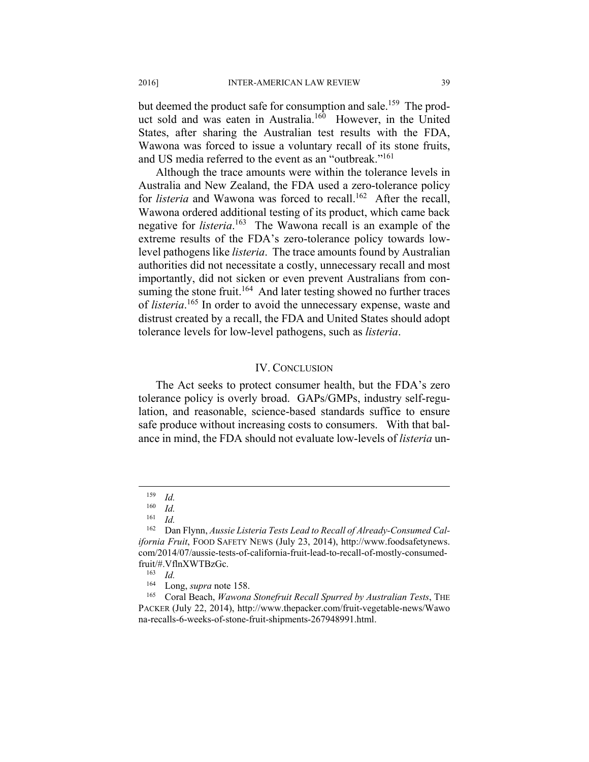but deemed the product safe for consumption and sale.[159] The product sold and was eaten in Australia.[160] However, in the United States, after sharing the Australian test results with the FDA, Wawona was forced to issue a voluntary recall of its stone fruits, and US media referred to the event as an "outbreak."[161]

Although the trace amounts were within the tolerance levels in Australia and New Zealand, the FDA used a zero-tolerance policy for *listeria* and Wawona was forced to recall.[162] After the recall, Wawona ordered additional testing of its product, which came back negative for *listeria*.[163] The Wawona recall is an example of the extreme results of the FDA's zero-tolerance policy towards low-level pathogens like *listeria*. The trace amounts found by Australian authorities did not necessitate a costly, unnecessary recall and most importantly, did not sicken or even prevent Australians from consuming the stone fruit.[164] And later testing showed no further traces of *listeria*.[165] In order to avoid the unnecessary expense, waste and distrust created by a recall, the FDA and United States should adopt tolerance levels for low-level pathogens, such as *listeria*.

## IV. CONCLUSION

The Act seeks to protect consumer health, but the FDA's zero tolerance policy is overly broad. GAPs/GMPs, industry self-regulation, and reasonable, science-based standards suffice to ensure safe produce without increasing costs to consumers. With that balance in mind, the FDA should not evaluate low-levels of *listeria* un-

---

159 *Id.*

160 *Id.*

161 *Id.*

162 Dan Flynn, *Aussie Listeria Tests Lead to Recall of Already-Consumed California Fruit*, FOOD SAFETY NEWS (July 23, 2014), http://www.foodsafetynews.com/2014/07/aussie-tests-of-california-fruit-lead-to-recall-of-mostly-consumed-fruit/#.VflnXWTBzGc.

163 *Id.*

164 Long, *supra* note 158.

165 Coral Beach, *Wawona Stonefruit Recall Spurred by Australian Tests*, THE PACKER (July 22, 2014), http://www.thepacker.com/fruit-vegetable-news/Wawona-recalls-6-weeks-of-stone-fruit-shipments-267948991.html.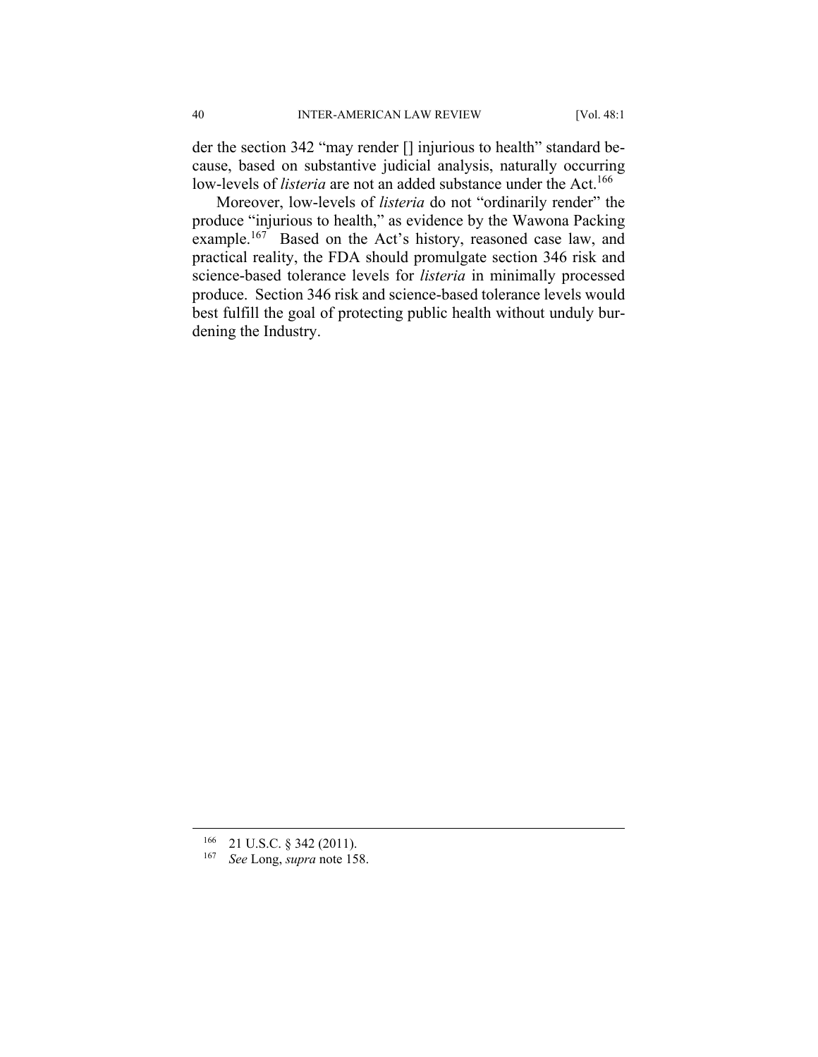der the section 342 "may render [] injurious to health" standard because, based on substantive judicial analysis, naturally occurring low-levels of *listeria* are not an added substance under the Act.[166]

Moreover, low-levels of *listeria* do not "ordinarily render" the produce "injurious to health," as evidence by the Wawona Packing example.[167] Based on the Act's history, reasoned case law, and practical reality, the FDA should promulgate section 346 risk and science-based tolerance levels for *listeria* in minimally processed produce. Section 346 risk and science-based tolerance levels would best fulfill the goal of protecting public health without unduly burdening the Industry.

---

[166] 21 U.S.C. § 342 (2011).

[167] *See* Long, *supra* note 158.